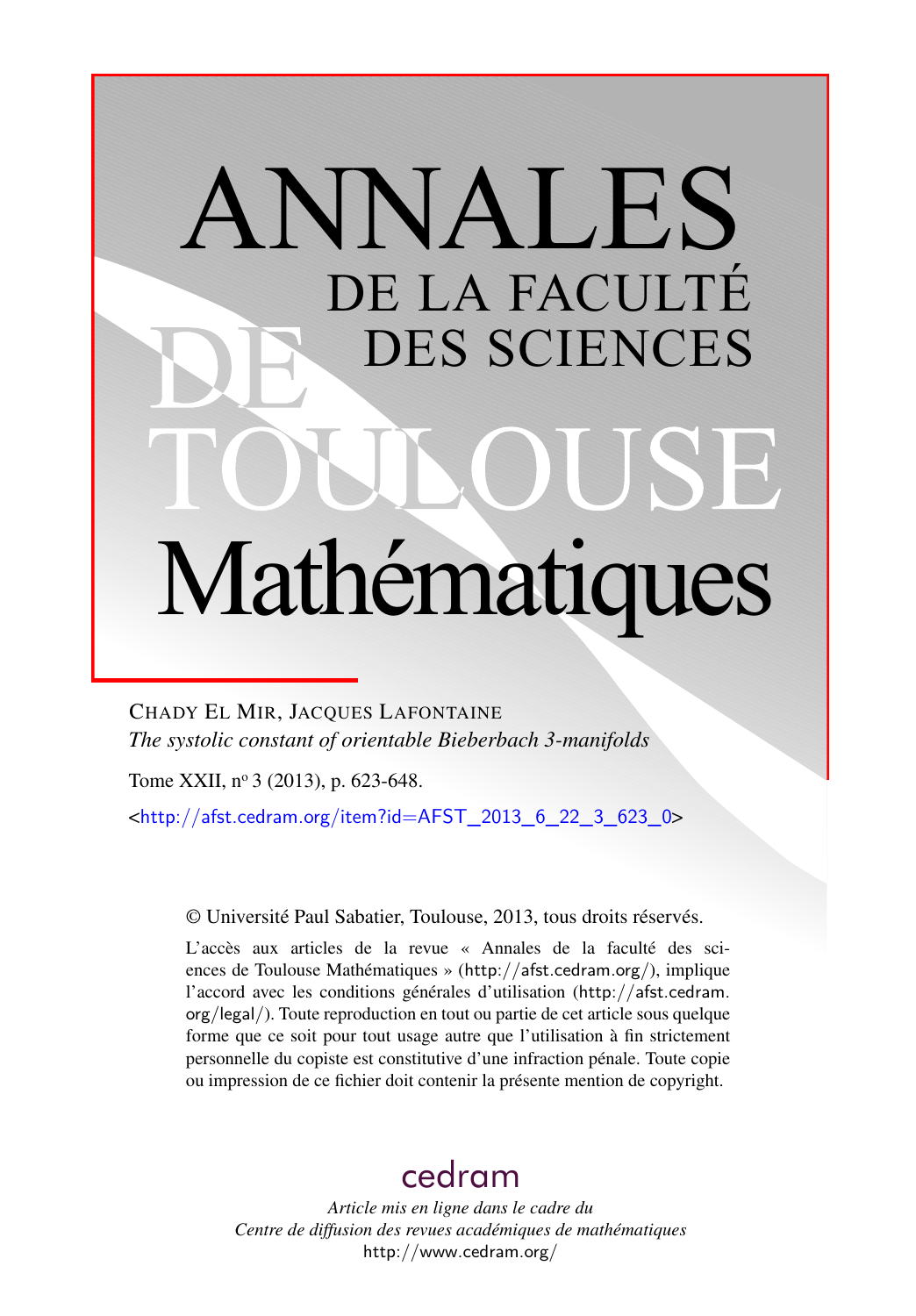# ANNALES DE LA FACULTÉ DES SCIENCES DE TOULOUSE Mathématiques

CHADY EL MIR, JACQUES LAFONTAINE

*The systolic constant of orientable Bieberbach 3-manifolds*

Tome XXII, n$^{o}$ 3 (2013), p. 623-648.

<http://afst.cedram.org/item?id=AFST_2013_6_22_3_623_0>

© Université Paul Sabatier, Toulouse, 2013, tous droits réservés.

L'accès aux articles de la revue « Annales de la faculté des sciences de Toulouse Mathématiques » (http://afst.cedram.org/), implique l'accord avec les conditions générales d'utilisation (http://afst.cedram.org/legal/). Toute reproduction en tout ou partie de cet article sous quelque forme que ce soit pour tout usage autre que l'utilisation à fin strictement personnelle du copiste est constitutive d'une infraction pénale. Toute copie ou impression de ce fichier doit contenir la présente mention de copyright.

cedram

*Article mis en ligne dans le cadre du Centre de diffusion des revues académiques de mathématiques*
http://www.cedram.org/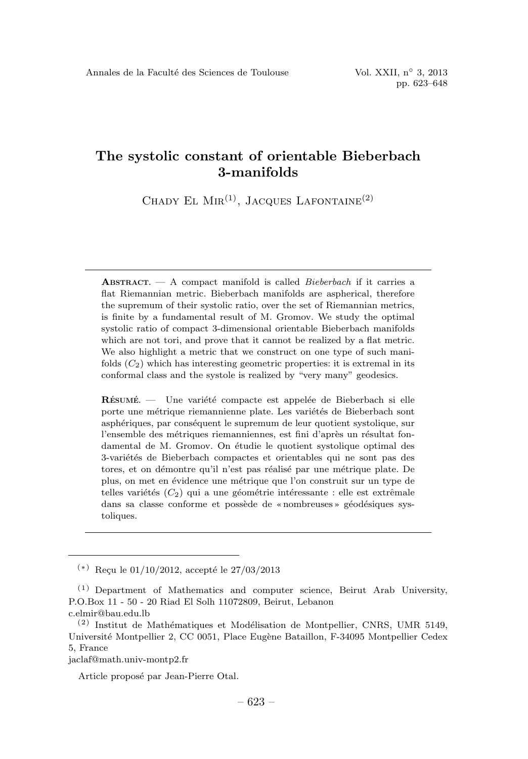# The systolic constant of orientable Bieberbach 3-manifolds

Chady El Mir[(1)], Jacques Lafontaine[(2)]

---

**Abstract.** — A compact manifold is called *Bieberbach* if it carries a flat Riemannian metric. Bieberbach manifolds are aspherical, therefore the supremum of their systolic ratio, over the set of Riemannian metrics, is finite by a fundamental result of M. Gromov. We study the optimal systolic ratio of compact 3-dimensional orientable Bieberbach manifolds which are not tori, and prove that it cannot be realized by a flat metric. We also highlight a metric that we construct on one type of such manifolds ($C_2$) which has interesting geometric properties: it is extremal in its conformal class and the systole is realized by "very many" geodesics.

**Résumé.** — Une variété compacte est appelée de Bieberbach si elle porte une métrique riemannienne plate. Les variétés de Bieberbach sont asphériques, par conséquent le supremum de leur quotient systolique, sur l'ensemble des métriques riemanniennes, est fini d'après un résultat fondamental de M. Gromov. On étudie le quotient systolique optimal des 3-variétés de Bieberbach compactes et orientables qui ne sont pas des tores, et on démontre qu'il n'est pas réalisé par une métrique plate. De plus, on met en évidence une métrique que l'on construit sur un type de telles variétés ($C_2$) qui a une géométrie intéressante : elle est extrêmale dans sa classe conforme et possède de « nombreuses » géodésiques systoliques.

---

[(*)] Reçu le 01/10/2012, accepté le 27/03/2013

[(1)] Department of Mathematics and computer science, Beirut Arab University, P.O.Box 11 - 50 - 20 Riad El Solh 11072809, Beirut, Lebanon
c.elmir@bau.edu.lb

[(2)] Institut de Mathématiques et Modélisation de Montpellier, CNRS, UMR 5149, Université Montpellier 2, CC 0051, Place Eugène Bataillon, F-34095 Montpellier Cedex 5, France
jaclaf@math.univ-montp2.fr

Article proposé par Jean-Pierre Otal.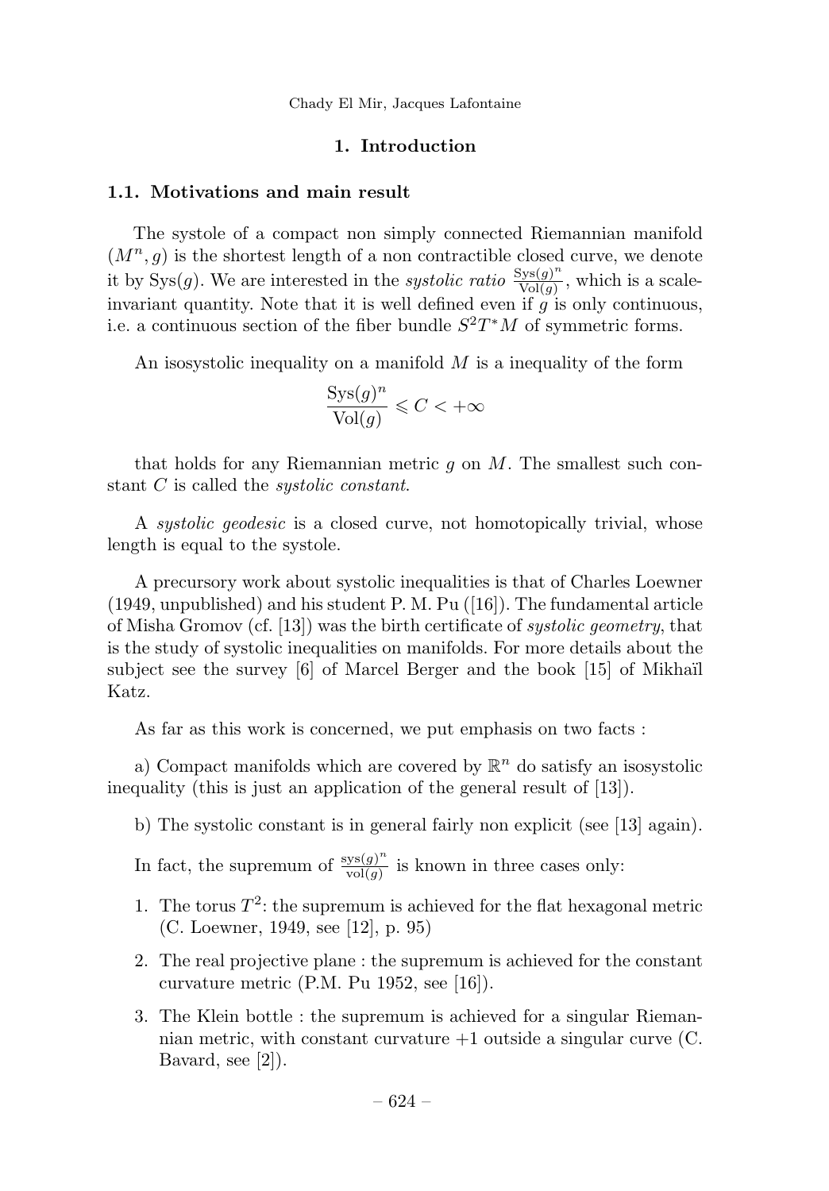# 1. Introduction

## 1.1. Motivations and main result

The systole of a compact non simply connected Riemannian manifold $(M^n, g)$ is the shortest length of a non contractible closed curve, we denote it by $\mathrm{Sys}(g)$. We are interested in the *systolic ratio* $\frac{\mathrm{Sys}(g)^n}{\mathrm{Vol}(g)}$, which is a scale-invariant quantity. Note that it is well defined even if $g$ is only continuous, i.e. a continuous section of the fiber bundle $S^2T^*M$ of symmetric forms.

An isosystolic inequality on a manifold $M$ is a inequality of the form

$$\frac{\mathrm{Sys}(g)^n}{\mathrm{Vol}(g)} \leqslant C < +\infty$$

that holds for any Riemannian metric $g$ on $M$. The smallest such constant $C$ is called the *systolic constant*.

A *systolic geodesic* is a closed curve, not homotopically trivial, whose length is equal to the systole.

A precursory work about systolic inequalities is that of Charles Loewner (1949, unpublished) and his student P. M. Pu ([16]). The fundamental article of Misha Gromov (cf. [13]) was the birth certificate of *systolic geometry*, that is the study of systolic inequalities on manifolds. For more details about the subject see the survey [6] of Marcel Berger and the book [15] of Mikhaïl Katz.

As far as this work is concerned, we put emphasis on two facts :

a) Compact manifolds which are covered by $\mathbb{R}^n$ do satisfy an isosystolic inequality (this is just an application of the general result of [13]).

b) The systolic constant is in general fairly non explicit (see [13] again).

In fact, the supremum of $\frac{\mathrm{sys}(g)^n}{\mathrm{vol}(g)}$ is known in three cases only:

1. The torus $T^2$: the supremum is achieved for the flat hexagonal metric (C. Loewner, 1949, see [12], p. 95)
2. The real projective plane : the supremum is achieved for the constant curvature metric (P.M. Pu 1952, see [16]).
3. The Klein bottle : the supremum is achieved for a singular Riemannian metric, with constant curvature +1 outside a singular curve (C. Bavard, see [2]).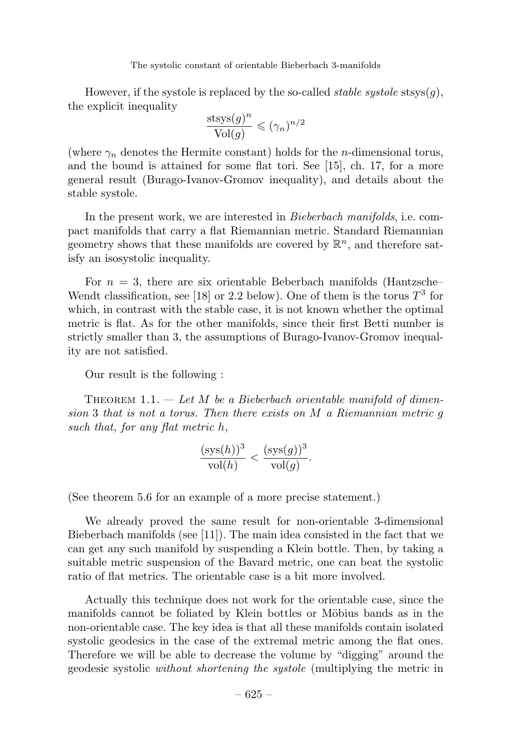However, if the systole is replaced by the so-called *stable systole* $\text{stsys}(g)$, the explicit inequality

$$\frac{\text{stsys}(g)^n}{\text{Vol}(g)} \leqslant (\gamma_n)^{n/2}$$

(where $\gamma_n$ denotes the Hermite constant) holds for the $n$-dimensional torus, and the bound is attained for some flat tori. See [15], ch. 17, for a more general result (Burago-Ivanov-Gromov inequality), and details about the stable systole.

In the present work, we are interested in *Bieberbach manifolds*, i.e. compact manifolds that carry a flat Riemannian metric. Standard Riemannian geometry shows that these manifolds are covered by $\mathbb{R}^n$, and therefore satisfy an isosystolic inequality.

For $n = 3$, there are six orientable Beberbach manifolds (Hantzsche–Wendt classification, see [18] or 2.2 below). One of them is the torus $T^3$ for which, in contrast with the stable case, it is not known whether the optimal metric is flat. As for the other manifolds, since their first Betti number is strictly smaller than 3, the assumptions of Burago-Ivanov-Gromov inequality are not satisfied.

Our result is the following :

Theorem 1.1. — *Let $M$ be a Bieberbach orientable manifold of dimension 3 that is not a torus. Then there exists on $M$ a Riemannian metric $g$ such that, for any flat metric $h$,*

$$\frac{(\text{sys}(h))^3}{\text{vol}(h)} < \frac{(\text{sys}(g))^3}{\text{vol}(g)}.$$

(See theorem 5.6 for an example of a more precise statement.)

We already proved the same result for non-orientable 3-dimensional Bieberbach manifolds (see [11]). The main idea consisted in the fact that we can get any such manifold by suspending a Klein bottle. Then, by taking a suitable metric suspension of the Bavard metric, one can beat the systolic ratio of flat metrics. The orientable case is a bit more involved.

Actually this technique does not work for the orientable case, since the manifolds cannot be foliated by Klein bottles or Möbius bands as in the non-orientable case. The key idea is that all these manifolds contain isolated systolic geodesics in the case of the extremal metric among the flat ones. Therefore we will be able to decrease the volume by "digging" around the geodesic systolic *without shortening the systole* (multiplying the metric in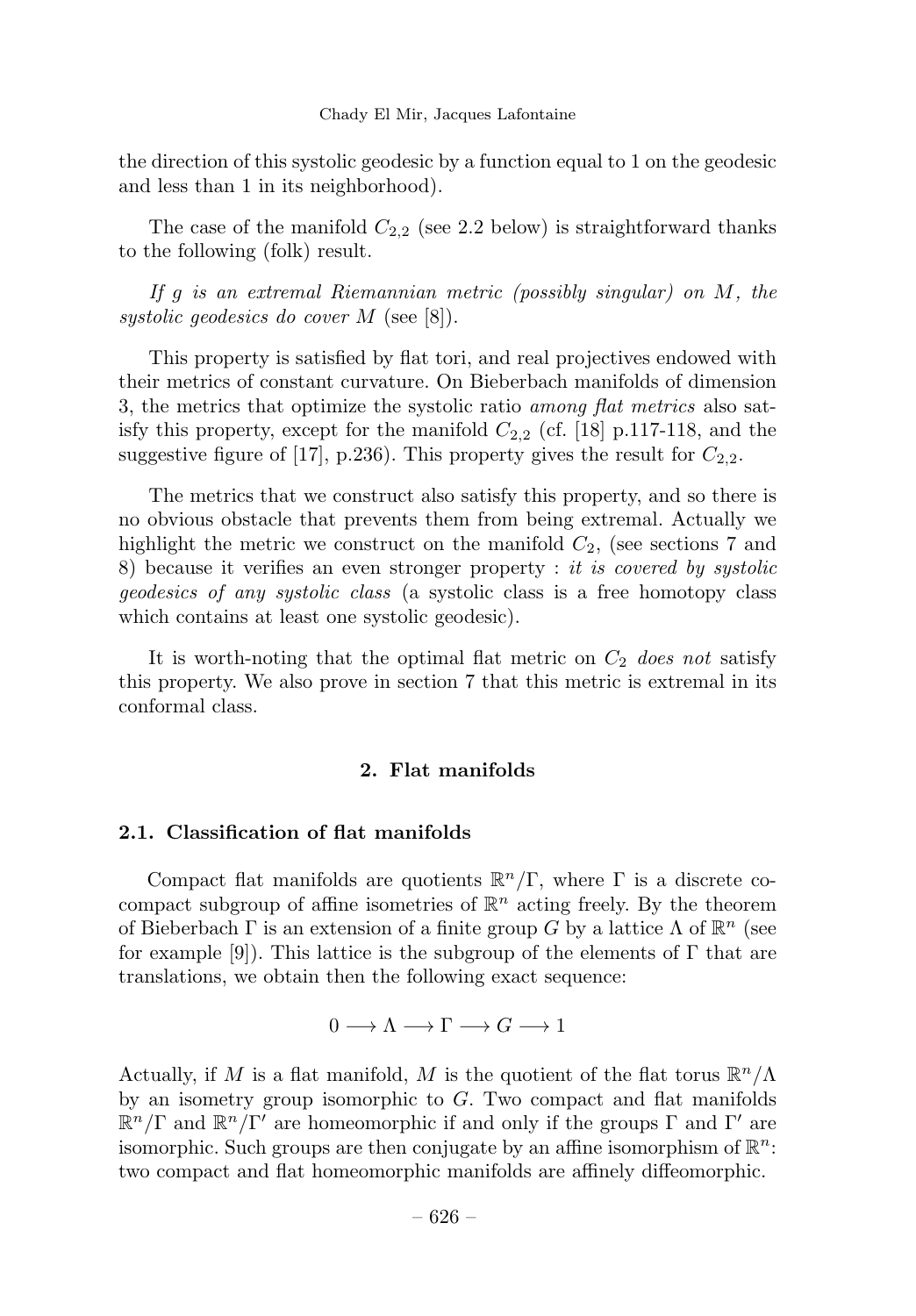the direction of this systolic geodesic by a function equal to 1 on the geodesic and less than 1 in its neighborhood).

The case of the manifold $C_{2,2}$ (see 2.2 below) is straightforward thanks to the following (folk) result.

*If $g$ is an extremal Riemannian metric (possibly singular) on $M$, the systolic geodesics do cover $M$* (see [8]).

This property is satisfied by flat tori, and real projectives endowed with their metrics of constant curvature. On Bieberbach manifolds of dimension 3, the metrics that optimize the systolic ratio *among flat metrics* also satisfy this property, except for the manifold $C_{2,2}$ (cf. [18] p.117-118, and the suggestive figure of [17], p.236). This property gives the result for $C_{2,2}$.

The metrics that we construct also satisfy this property, and so there is no obvious obstacle that prevents them from being extremal. Actually we highlight the metric we construct on the manifold $C_2$, (see sections 7 and 8) because it verifies an even stronger property : *it is covered by systolic geodesics of any systolic class* (a systolic class is a free homotopy class which contains at least one systolic geodesic).

It is worth-noting that the optimal flat metric on $C_2$ *does not* satisfy this property. We also prove in section 7 that this metric is extremal in its conformal class.

## 2. Flat manifolds

### 2.1. Classification of flat manifolds

Compact flat manifolds are quotients $\mathbb{R}^n/\Gamma$, where $\Gamma$ is a discrete cocompact subgroup of affine isometries of $\mathbb{R}^n$ acting freely. By the theorem of Bieberbach $\Gamma$ is an extension of a finite group $G$ by a lattice $\Lambda$ of $\mathbb{R}^n$ (see for example [9]). This lattice is the subgroup of the elements of $\Gamma$ that are translations, we obtain then the following exact sequence:

$$0 \longrightarrow \Lambda \longrightarrow \Gamma \longrightarrow G \longrightarrow 1$$

Actually, if $M$ is a flat manifold, $M$ is the quotient of the flat torus $\mathbb{R}^n/\Lambda$ by an isometry group isomorphic to $G$. Two compact and flat manifolds $\mathbb{R}^n/\Gamma$ and $\mathbb{R}^n/\Gamma'$ are homeomorphic if and only if the groups $\Gamma$ and $\Gamma'$ are isomorphic. Such groups are then conjugate by an affine isomorphism of $\mathbb{R}^n$: two compact and flat homeomorphic manifolds are affinely diffeomorphic.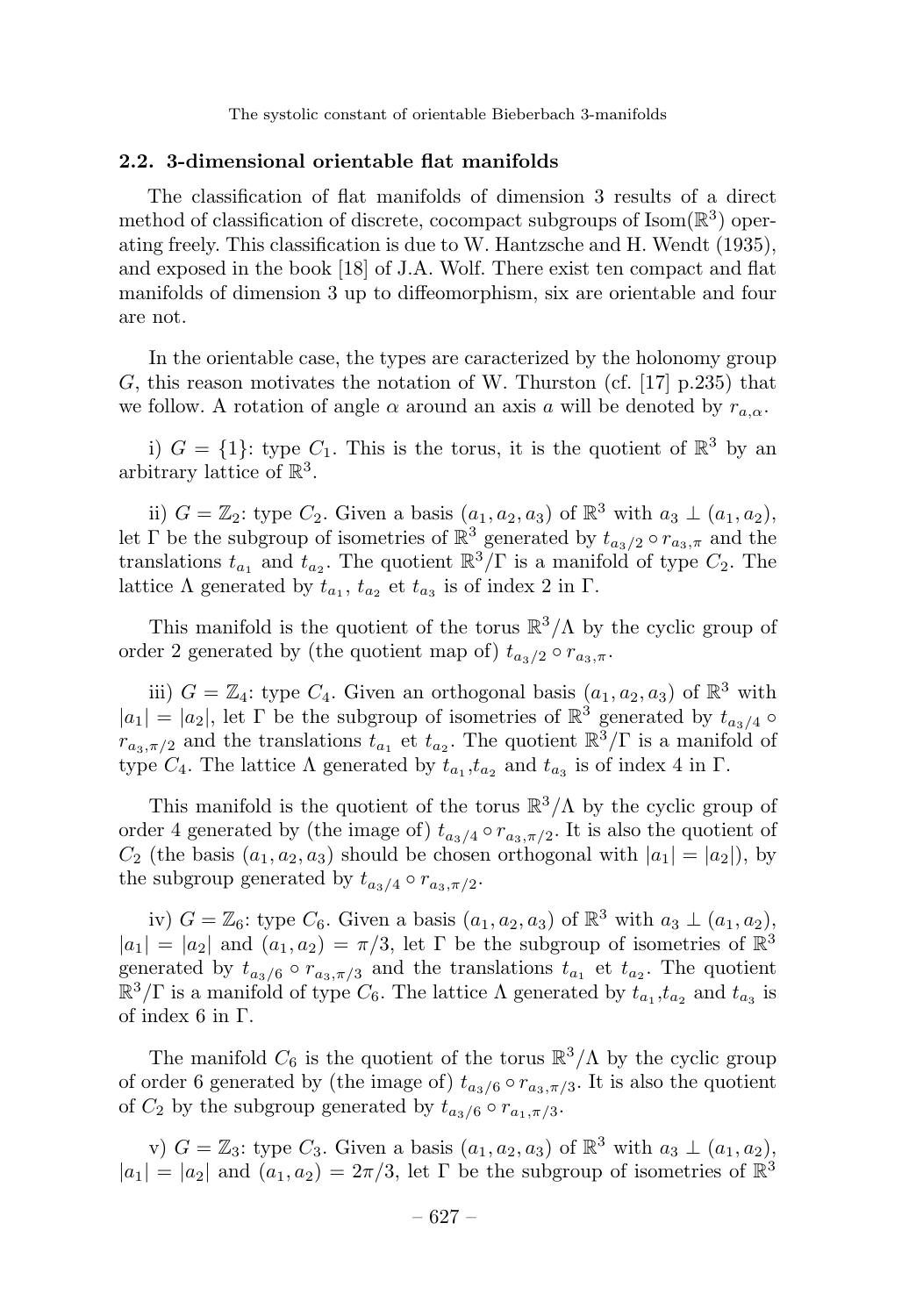### 2.2. 3-dimensional orientable flat manifolds

The classification of flat manifolds of dimension 3 results of a direct method of classification of discrete, cocompact subgroups of $\mathrm{Isom}(\mathbb{R}^3)$ operating freely. This classification is due to W. Hantzsche and H. Wendt (1935), and exposed in the book [18] of J.A. Wolf. There exist ten compact and flat manifolds of dimension 3 up to diffeomorphism, six are orientable and four are not.

In the orientable case, the types are caracterized by the holonomy group $G$, this reason motivates the notation of W. Thurston (cf. [17] p.235) that we follow. A rotation of angle $\alpha$ around an axis $a$ will be denoted by $r_{a,\alpha}$.

i) $G = \{1\}$: type $C_1$. This is the torus, it is the quotient of $\mathbb{R}^3$ by an arbitrary lattice of $\mathbb{R}^3$.

ii) $G = \mathbb{Z}_2$: type $C_2$. Given a basis $(a_1, a_2, a_3)$ of $\mathbb{R}^3$ with $a_3 \perp (a_1, a_2)$, let $\Gamma$ be the subgroup of isometries of $\mathbb{R}^3$ generated by $t_{a_3/2} \circ r_{a_3,\pi}$ and the translations $t_{a_1}$ and $t_{a_2}$. The quotient $\mathbb{R}^3/\Gamma$ is a manifold of type $C_2$. The lattice $\Lambda$ generated by $t_{a_1}$, $t_{a_2}$ et $t_{a_3}$ is of index 2 in $\Gamma$.

This manifold is the quotient of the torus $\mathbb{R}^3/\Lambda$ by the cyclic group of order 2 generated by (the quotient map of) $t_{a_3/2} \circ r_{a_3,\pi}$.

iii) $G = \mathbb{Z}_4$: type $C_4$. Given an orthogonal basis $(a_1, a_2, a_3)$ of $\mathbb{R}^3$ with $|a_1| = |a_2|$, let $\Gamma$ be the subgroup of isometries of $\mathbb{R}^3$ generated by $t_{a_3/4} \circ r_{a_3,\pi/2}$ and the translations $t_{a_1}$ et $t_{a_2}$. The quotient $\mathbb{R}^3/\Gamma$ is a manifold of type $C_4$. The lattice $\Lambda$ generated by $t_{a_1}$,$t_{a_2}$ and $t_{a_3}$ is of index 4 in $\Gamma$.

This manifold is the quotient of the torus $\mathbb{R}^3/\Lambda$ by the cyclic group of order 4 generated by (the image of) $t_{a_3/4} \circ r_{a_3,\pi/2}$. It is also the quotient of $C_2$ (the basis $(a_1, a_2, a_3)$ should be chosen orthogonal with $|a_1| = |a_2|$), by the subgroup generated by $t_{a_3/4} \circ r_{a_3,\pi/2}$.

iv) $G = \mathbb{Z}_6$: type $C_6$. Given a basis $(a_1, a_2, a_3)$ of $\mathbb{R}^3$ with $a_3 \perp (a_1, a_2)$, $|a_1| = |a_2|$ and $(a_1, a_2) = \pi/3$, let $\Gamma$ be the subgroup of isometries of $\mathbb{R}^3$ generated by $t_{a_3/6} \circ r_{a_3,\pi/3}$ and the translations $t_{a_1}$ et $t_{a_2}$. The quotient $\mathbb{R}^3/\Gamma$ is a manifold of type $C_6$. The lattice $\Lambda$ generated by $t_{a_1}$,$t_{a_2}$ and $t_{a_3}$ is of index 6 in $\Gamma$.

The manifold $C_6$ is the quotient of the torus $\mathbb{R}^3/\Lambda$ by the cyclic group of order 6 generated by (the image of) $t_{a_3/6} \circ r_{a_3,\pi/3}$. It is also the quotient of $C_2$ by the subgroup generated by $t_{a_3/6} \circ r_{a_1,\pi/3}$.

v) $G = \mathbb{Z}_3$: type $C_3$. Given a basis $(a_1, a_2, a_3)$ of $\mathbb{R}^3$ with $a_3 \perp (a_1, a_2)$, $|a_1| = |a_2|$ and $(a_1, a_2) = 2\pi/3$, let $\Gamma$ be the subgroup of isometries of $\mathbb{R}^3$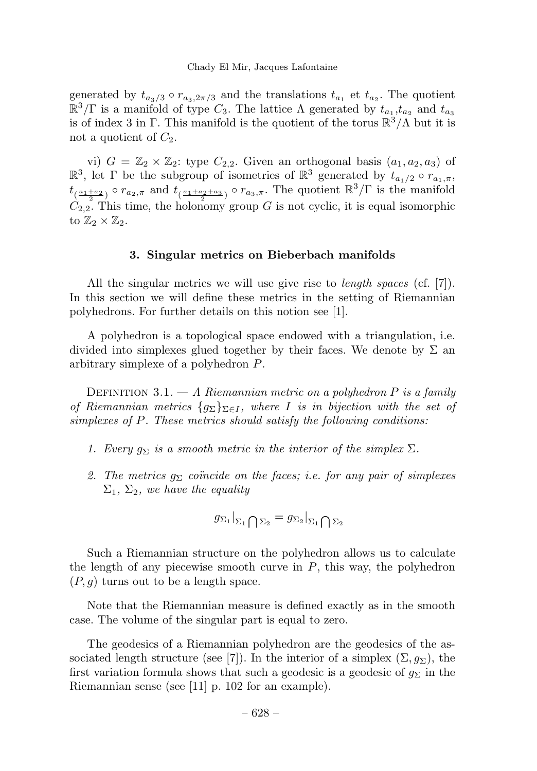generated by $t_{a_3/3} \circ r_{a_3,2\pi/3}$ and the translations $t_{a_1}$ et $t_{a_2}$. The quotient $\mathbb{R}^3/\Gamma$ is a manifold of type $C_3$. The lattice $\Lambda$ generated by $t_{a_1}$,$t_{a_2}$ and $t_{a_3}$ is of index 3 in $\Gamma$. This manifold is the quotient of the torus $\mathbb{R}^3/\Lambda$ but it is not a quotient of $C_2$.

vi) $G = \mathbb{Z}_2 \times \mathbb{Z}_2$: type $C_{2,2}$. Given an orthogonal basis $(a_1, a_2, a_3)$ of $\mathbb{R}^3$, let $\Gamma$ be the subgroup of isometries of $\mathbb{R}^3$ generated by $t_{a_1/2} \circ r_{a_1,\pi}$, $t_{(\frac{a_1+a_2}{2})} \circ r_{a_2,\pi}$ and $t_{(\frac{a_1+a_2+a_3}{2})} \circ r_{a_3,\pi}$. The quotient $\mathbb{R}^3/\Gamma$ is the manifold $C_{2,2}$. This time, the holonomy group $G$ is not cyclic, it is equal isomorphic to $\mathbb{Z}_2 \times \mathbb{Z}_2$.

## 3. Singular metrics on Bieberbach manifolds

All the singular metrics we will use give rise to *length spaces* (cf. [7]). In this section we will define these metrics in the setting of Riemannian polyhedrons. For further details on this notion see [1].

A polyhedron is a topological space endowed with a triangulation, i.e. divided into simplexes glued together by their faces. We denote by $\Sigma$ an arbitrary simplexe of a polyhedron $P$.

Definition 3.1. — *A Riemannian metric on a polyhedron $P$ is a family of Riemannian metrics $\{g_\Sigma\}_{\Sigma \in I}$, where $I$ is in bijection with the set of simplexes of $P$. These metrics should satisfy the following conditions:*

1. *Every $g_\Sigma$ is a smooth metric in the interior of the simplex $\Sigma$.*
2. *The metrics $g_\Sigma$ coïncide on the faces; i.e. for any pair of simplexes $\Sigma_1$, $\Sigma_2$, we have the equality*

$$g_{\Sigma_1}|_{\Sigma_1 \bigcap \Sigma_2} = g_{\Sigma_2}|_{\Sigma_1 \bigcap \Sigma_2}$$

Such a Riemannian structure on the polyhedron allows us to calculate the length of any piecewise smooth curve in $P$, this way, the polyhedron $(P, g)$ turns out to be a length space.

Note that the Riemannian measure is defined exactly as in the smooth case. The volume of the singular part is equal to zero.

The geodesics of a Riemannian polyhedron are the geodesics of the associated length structure (see [7]). In the interior of a simplex $(\Sigma, g_\Sigma)$, the first variation formula shows that such a geodesic is a geodesic of $g_\Sigma$ in the Riemannian sense (see [11] p. 102 for an example).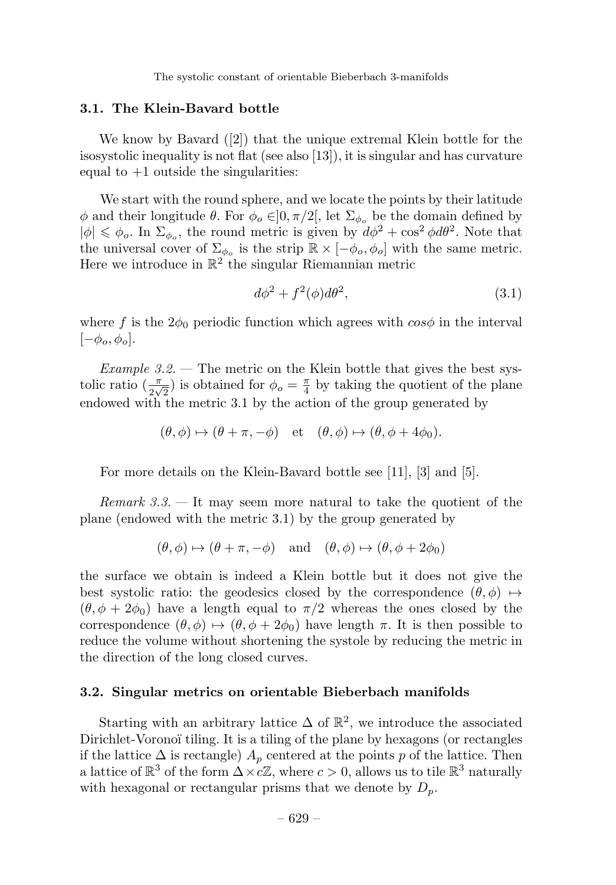### 3.1. The Klein-Bavard bottle

We know by Bavard ([2]) that the unique extremal Klein bottle for the isosystolic inequality is not flat (see also [13]), it is singular and has curvature equal to $+1$ outside the singularities:

We start with the round sphere, and we locate the points by their latitude $\phi$ and their longitude $\theta$. For $\phi_o \in ]0, \pi/2[$, let $\Sigma_{\phi_o}$ be the domain defined by $|\phi| \leqslant \phi_o$. In $\Sigma_{\phi_o}$, the round metric is given by $d\phi^2 + \cos^2\phi d\theta^2$. Note that the universal cover of $\Sigma_{\phi_o}$ is the strip $\mathbb{R} \times [-\phi_o, \phi_o]$ with the same metric. Here we introduce in $\mathbb{R}^2$ the singular Riemannian metric

$$d\phi^2 + f^2(\phi) d\theta^2, \tag{3.1}$$

where $f$ is the $2\phi_0$ periodic function which agrees with $cos\phi$ in the interval $[-\phi_o, \phi_o]$.

*Example 3.2.* — The metric on the Klein bottle that gives the best systolic ratio ($\frac{\pi}{2\sqrt{2}}$) is obtained for $\phi_o = \frac{\pi}{4}$ by taking the quotient of the plane endowed with the metric 3.1 by the action of the group generated by

$$(\theta, \phi) \mapsto (\theta + \pi, -\phi) \quad \text{et} \quad (\theta, \phi) \mapsto (\theta, \phi + 4\phi_0).$$

For more details on the Klein-Bavard bottle see [11], [3] and [5].

*Remark 3.3.* — It may seem more natural to take the quotient of the plane (endowed with the metric 3.1) by the group generated by

$$(\theta, \phi) \mapsto (\theta + \pi, -\phi) \quad \text{and} \quad (\theta, \phi) \mapsto (\theta, \phi + 2\phi_0)$$

the surface we obtain is indeed a Klein bottle but it does not give the best systolic ratio: the geodesics closed by the correspondence $(\theta, \phi) \mapsto (\theta, \phi + 2\phi_0)$ have a length equal to $\pi/2$ whereas the ones closed by the correspondence $(\theta, \phi) \mapsto (\theta, \phi + 2\phi_0)$ have length $\pi$. It is then possible to reduce the volume without shortening the systole by reducing the metric in the direction of the long closed curves.

### 3.2. Singular metrics on orientable Bieberbach manifolds

Starting with an arbitrary lattice $\Delta$ of $\mathbb{R}^2$, we introduce the associated Dirichlet-Voronoï tiling. It is a tiling of the plane by hexagons (or rectangles if the lattice $\Delta$ is rectangle) $A_p$ centered at the points $p$ of the lattice. Then a lattice of $\mathbb{R}^3$ of the form $\Delta \times c\mathbb{Z}$, where $c > 0$, allows us to tile $\mathbb{R}^3$ naturally with hexagonal or rectangular prisms that we denote by $D_p$.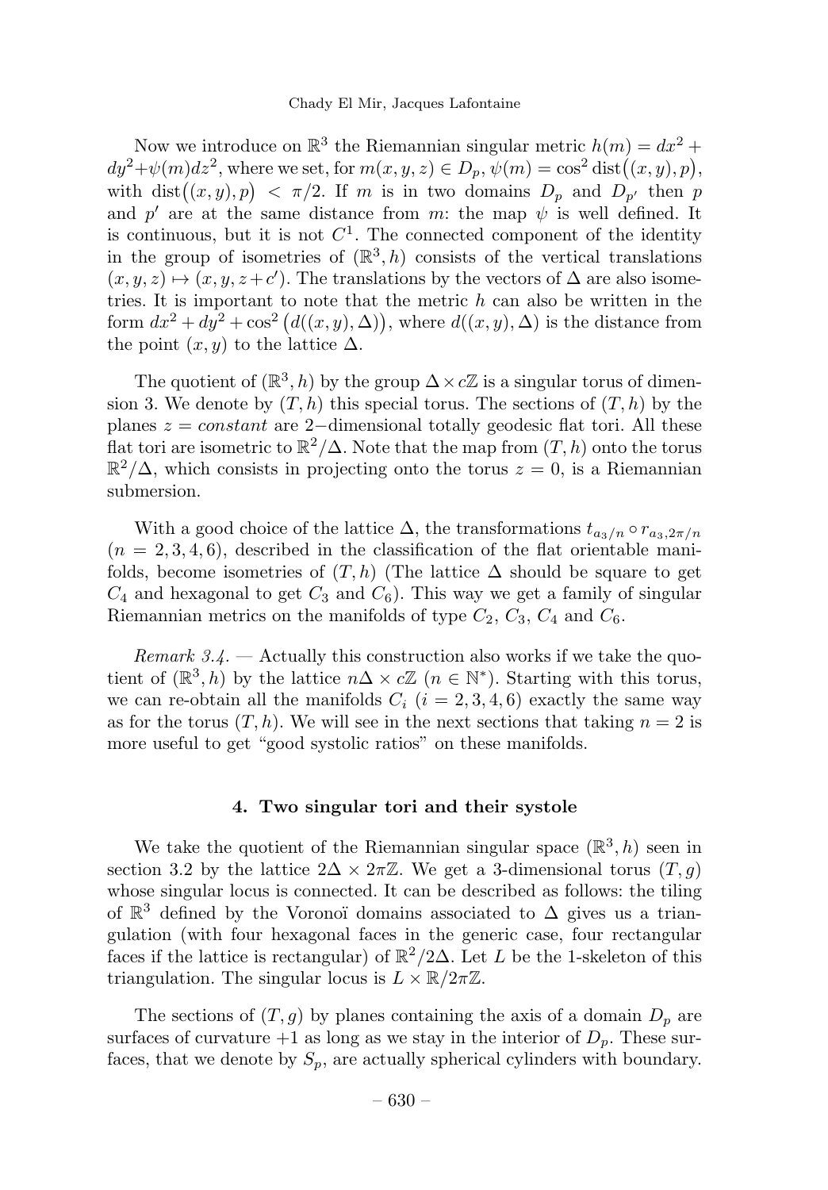Now we introduce on $\mathbb{R}^3$ the Riemannian singular metric $h(m) = dx^2 + dy^2 + \psi(m)dz^2$, where we set, for $m(x,y,z) \in D_p$, $\psi(m) = \cos^2 \operatorname{dist}\big((x,y),p\big)$, with $\operatorname{dist}\big((x,y),p\big) < \pi/2$. If $m$ is in two domains $D_p$ and $D_{p'}$ then $p$ and $p'$ are at the same distance from $m$: the map $\psi$ is well defined. It is continuous, but it is not $C^1$. The connected component of the identity in the group of isometries of $(\mathbb{R}^3, h)$ consists of the vertical translations $(x,y,z) \mapsto (x,y,z+c')$. The translations by the vectors of $\Delta$ are also isometries. It is important to note that the metric $h$ can also be written in the form $dx^2 + dy^2 + \cos^2\big(d((x,y),\Delta)\big)$, where $d((x,y),\Delta)$ is the distance from the point $(x,y)$ to the lattice $\Delta$.

The quotient of $(\mathbb{R}^3, h)$ by the group $\Delta \times c\mathbb{Z}$ is a singular torus of dimension 3. We denote by $(T,h)$ this special torus. The sections of $(T,h)$ by the planes $z = constant$ are 2−dimensional totally geodesic flat tori. All these flat tori are isometric to $\mathbb{R}^2/\Delta$. Note that the map from $(T,h)$ onto the torus $\mathbb{R}^2/\Delta$, which consists in projecting onto the torus $z = 0$, is a Riemannian submersion.

With a good choice of the lattice $\Delta$, the transformations $t_{a_3/n} \circ r_{a_3, 2\pi/n}$ ($n = 2,3,4,6$), described in the classification of the flat orientable manifolds, become isometries of $(T,h)$ (The lattice $\Delta$ should be square to get $C_4$ and hexagonal to get $C_3$ and $C_6$). This way we get a family of singular Riemannian metrics on the manifolds of type $C_2$, $C_3$, $C_4$ and $C_6$.

*Remark 3.4.* — Actually this construction also works if we take the quotient of $(\mathbb{R}^3, h)$ by the lattice $n\Delta \times c\mathbb{Z}$ ($n \in \mathbb{N}^*$). Starting with this torus, we can re-obtain all the manifolds $C_i$ ($i = 2,3,4,6$) exactly the same way as for the torus $(T,h)$. We will see in the next sections that taking $n = 2$ is more useful to get "good systolic ratios" on these manifolds.

## 4. Two singular tori and their systole

We take the quotient of the Riemannian singular space $(\mathbb{R}^3, h)$ seen in section 3.2 by the lattice $2\Delta \times 2\pi\mathbb{Z}$. We get a 3-dimensional torus $(T,g)$ whose singular locus is connected. It can be described as follows: the tiling of $\mathbb{R}^3$ defined by the Voronoï domains associated to $\Delta$ gives us a triangulation (with four hexagonal faces in the generic case, four rectangular faces if the lattice is rectangular) of $\mathbb{R}^2/2\Delta$. Let $L$ be the 1-skeleton of this triangulation. The singular locus is $L \times \mathbb{R}/2\pi\mathbb{Z}$.

The sections of $(T,g)$ by planes containing the axis of a domain $D_p$ are surfaces of curvature $+1$ as long as we stay in the interior of $D_p$. These surfaces, that we denote by $S_p$, are actually spherical cylinders with boundary.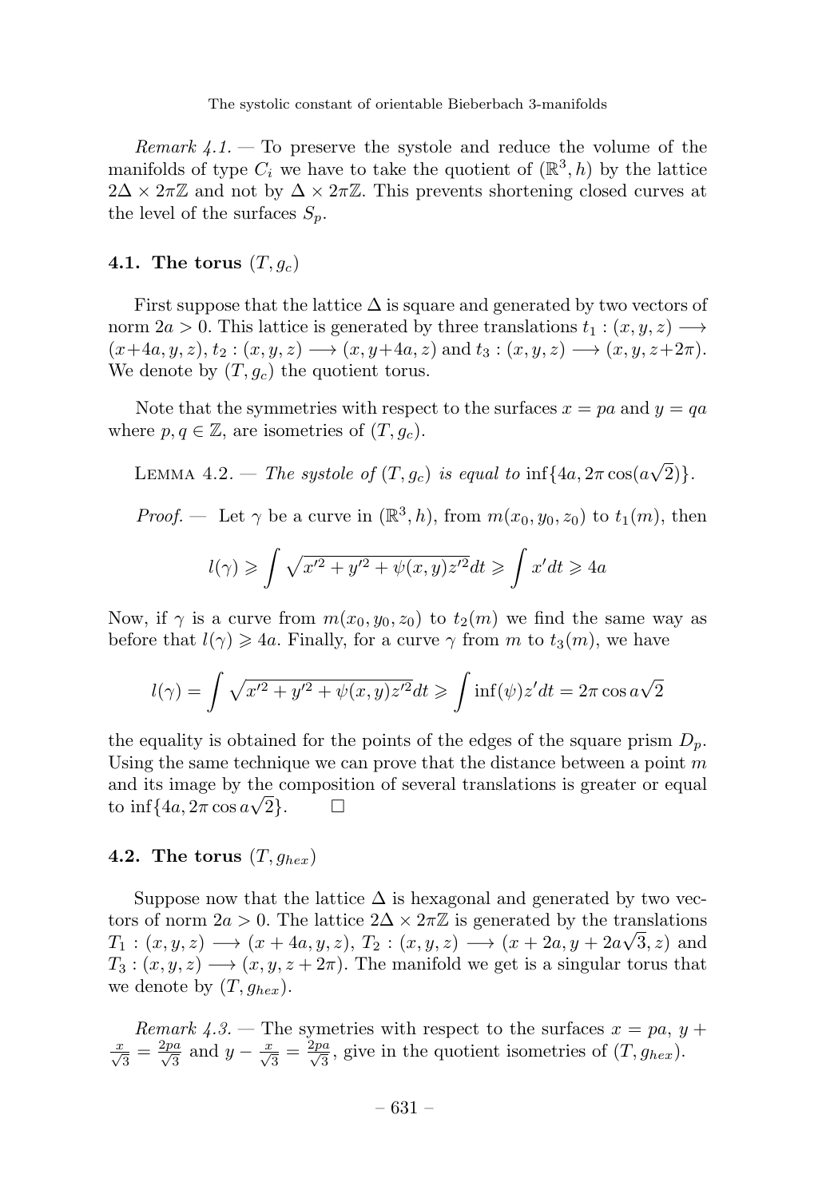*Remark 4.1.* — To preserve the systole and reduce the volume of the manifolds of type $C_i$ we have to take the quotient of $(\mathbb{R}^3, h)$ by the lattice $2\Delta \times 2\pi\mathbb{Z}$ and not by $\Delta \times 2\pi\mathbb{Z}$. This prevents shortening closed curves at the level of the surfaces $S_p$.

### 4.1. The torus $(T, g_c)$

First suppose that the lattice $\Delta$ is square and generated by two vectors of norm $2a > 0$. This lattice is generated by three translations $t_1 : (x, y, z) \longrightarrow (x+4a, y, z)$, $t_2 : (x, y, z) \longrightarrow (x, y+4a, z)$ and $t_3 : (x, y, z) \longrightarrow (x, y, z+2\pi)$. We denote by $(T, g_c)$ the quotient torus.

Note that the symmetries with respect to the surfaces $x = pa$ and $y = qa$ where $p, q \in \mathbb{Z}$, are isometries of $(T, g_c)$.

LEMMA 4.2. — *The systole of $(T, g_c)$ is equal to $\inf\{4a, 2\pi\cos(a\sqrt{2})\}$.*

*Proof.* — Let $\gamma$ be a curve in $(\mathbb{R}^3, h)$, from $m(x_0, y_0, z_0)$ to $t_1(m)$, then

$$l(\gamma) \geqslant \int \sqrt{x'^2 + y'^2 + \psi(x,y)z'^2}dt \geqslant \int x'dt \geqslant 4a$$

Now, if $\gamma$ is a curve from $m(x_0, y_0, z_0)$ to $t_2(m)$ we find the same way as before that $l(\gamma) \geqslant 4a$. Finally, for a curve $\gamma$ from $m$ to $t_3(m)$, we have

$$l(\gamma) = \int \sqrt{x'^2 + y'^2 + \psi(x,y)z'^2}dt \geqslant \int \inf(\psi)z'dt = 2\pi\cos a\sqrt{2}$$

the equality is obtained for the points of the edges of the square prism $D_p$. Using the same technique we can prove that the distance between a point $m$ and its image by the composition of several translations is greater or equal to $\inf\{4a, 2\pi\cos a\sqrt{2}\}$. $\square$

### 4.2. The torus $(T, g_{hex})$

Suppose now that the lattice $\Delta$ is hexagonal and generated by two vectors of norm $2a > 0$. The lattice $2\Delta \times 2\pi\mathbb{Z}$ is generated by the translations $T_1 : (x, y, z) \longrightarrow (x + 4a, y, z)$, $T_2 : (x, y, z) \longrightarrow (x + 2a, y + 2a\sqrt{3}, z)$ and $T_3 : (x, y, z) \longrightarrow (x, y, z + 2\pi)$. The manifold we get is a singular torus that we denote by $(T, g_{hex})$.

*Remark 4.3.* — The symetries with respect to the surfaces $x = pa$, $y + \frac{x}{\sqrt{3}} = \frac{2pa}{\sqrt{3}}$ and $y - \frac{x}{\sqrt{3}} = \frac{2pa}{\sqrt{3}}$, give in the quotient isometries of $(T, g_{hex})$.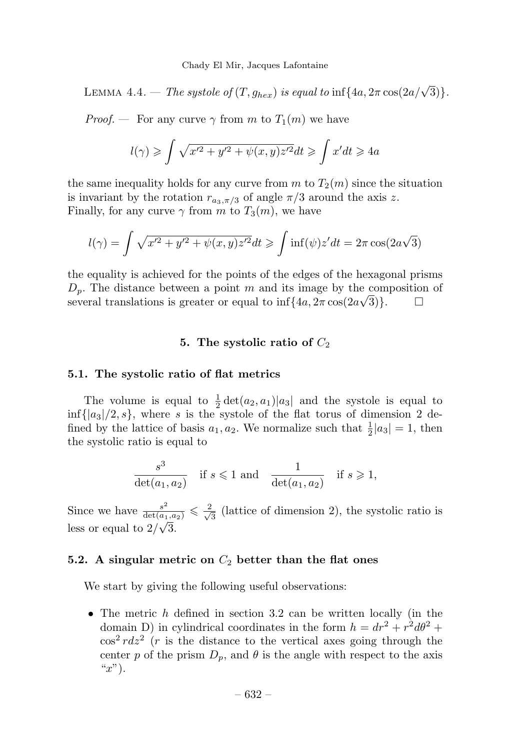LEMMA 4.4. — *The systole of* $(T, g_{hex})$ *is equal to* $\inf\{4a, 2\pi\cos(2a/\sqrt{3})\}$.

*Proof.* — For any curve $\gamma$ from $m$ to $T_1(m)$ we have

$$l(\gamma) \geqslant \int \sqrt{x'^2 + y'^2 + \psi(x,y)z'^2}dt \geqslant \int x'dt \geqslant 4a$$

the same inequality holds for any curve from $m$ to $T_2(m)$ since the situation is invariant by the rotation $r_{a_3,\pi/3}$ of angle $\pi/3$ around the axis $z$.
Finally, for any curve $\gamma$ from $m$ to $T_3(m)$, we have

$$l(\gamma) = \int \sqrt{x'^2 + y'^2 + \psi(x,y)z'^2}dt \geqslant \int \inf(\psi)z'dt = 2\pi\cos(2a\sqrt{3})$$

the equality is achieved for the points of the edges of the hexagonal prisms $D_p$. The distance between a point $m$ and its image by the composition of several translations is greater or equal to $\inf\{4a, 2\pi\cos(2a\sqrt{3})\}$. $\square$

## 5. The systolic ratio of $C_2$

### 5.1. The systolic ratio of flat metrics

The volume is equal to $\frac{1}{2}\det(a_2, a_1)|a_3|$ and the systole is equal to $\inf\{|a_3|/2, s\}$, where $s$ is the systole of the flat torus of dimension 2 defined by the lattice of basis $a_1, a_2$. We normalize such that $\frac{1}{2}|a_3| = 1$, then the systolic ratio is equal to

$$\frac{s^3}{\det(a_1, a_2)} \quad \text{if } s \leqslant 1 \text{ and } \quad \frac{1}{\det(a_1, a_2)} \quad \text{if } s \geqslant 1,$$

Since we have $\frac{s^2}{\det(a_1,a_2)} \leqslant \frac{2}{\sqrt{3}}$ (lattice of dimension 2), the systolic ratio is less or equal to $2/\sqrt{3}$.

### 5.2. A singular metric on $C_2$ better than the flat ones

We start by giving the following useful observations:

- The metric $h$ defined in section 3.2 can be written locally (in the domain D) in cylindrical coordinates in the form $h = dr^2 + r^2d\theta^2 + \cos^2 r dz^2$ ($r$ is the distance to the vertical axes going through the center $p$ of the prism $D_p$, and $\theta$ is the angle with respect to the axis "$x$").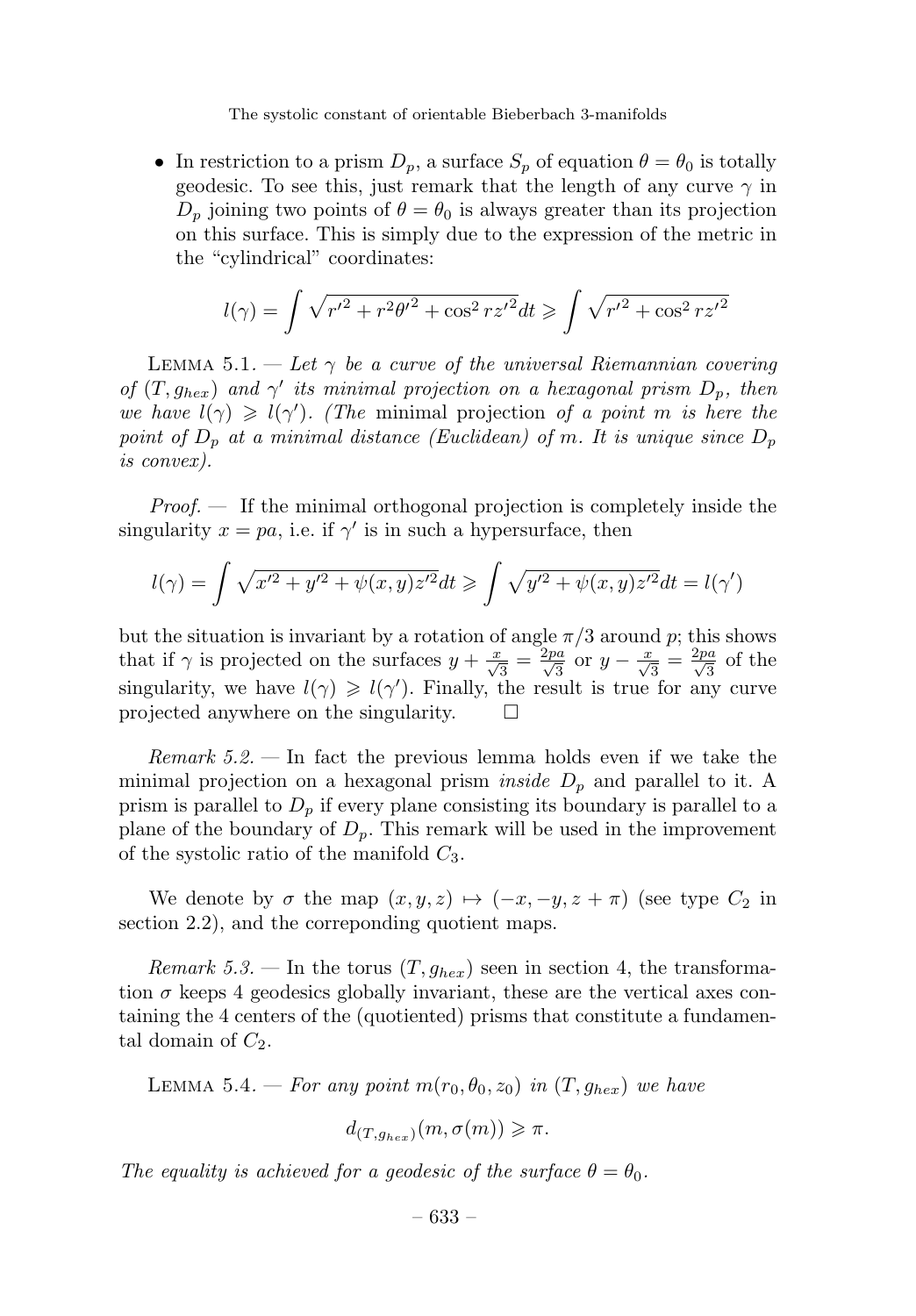- In restriction to a prism $D_p$, a surface $S_p$ of equation $\theta = \theta_0$ is totally geodesic. To see this, just remark that the length of any curve $\gamma$ in $D_p$ joining two points of $\theta = \theta_0$ is always greater than its projection on this surface. This is simply due to the expression of the metric in the "cylindrical" coordinates:

$$l(\gamma) = \int \sqrt{r'^2 + r^2\theta'^2 + \cos^2 r z'^2} dt \geqslant \int \sqrt{r'^2 + \cos^2 r z'^2}$$

LEMMA 5.1. — *Let $\gamma$ be a curve of the universal Riemannian covering of $(T, g_{hex})$ and $\gamma'$ its minimal projection on a hexagonal prism $D_p$, then we have $l(\gamma) \geqslant l(\gamma')$. (The* minimal projection *of a point $m$ is here the point of $D_p$ at a minimal distance (Euclidean) of $m$. It is unique since $D_p$ is convex).*

*Proof. —* If the minimal orthogonal projection is completely inside the singularity $x = pa$, i.e. if $\gamma'$ is in such a hypersurface, then

$$l(\gamma) = \int \sqrt{x'^2 + y'^2 + \psi(x, y)z'^2} dt \geqslant \int \sqrt{y'^2 + \psi(x, y)z'^2} dt = l(\gamma')$$

but the situation is invariant by a rotation of angle $\pi/3$ around $p$; this shows that if $\gamma$ is projected on the surfaces $y + \frac{x}{\sqrt{3}} = \frac{2pa}{\sqrt{3}}$ or $y - \frac{x}{\sqrt{3}} = \frac{2pa}{\sqrt{3}}$ of the singularity, we have $l(\gamma) \geqslant l(\gamma')$. Finally, the result is true for any curve projected anywhere on the singularity. □

*Remark 5.2. —* In fact the previous lemma holds even if we take the minimal projection on a hexagonal prism *inside* $D_p$ and parallel to it. A prism is parallel to $D_p$ if every plane consisting its boundary is parallel to a plane of the boundary of $D_p$. This remark will be used in the improvement of the systolic ratio of the manifold $C_3$.

We denote by $\sigma$ the map $(x, y, z) \mapsto (-x, -y, z + \pi)$ (see type $C_2$ in section 2.2), and the correponding quotient maps.

*Remark 5.3. —* In the torus $(T, g_{hex})$ seen in section 4, the transformation $\sigma$ keeps 4 geodesics globally invariant, these are the vertical axes containing the 4 centers of the (quotiented) prisms that constitute a fundamental domain of $C_2$.

LEMMA 5.4. — *For any point $m(r_0, \theta_0, z_0)$ in $(T, g_{hex})$ we have*

$$d_{(T,g_{hex})}(m, \sigma(m)) \geqslant \pi.$$

*The equality is achieved for a geodesic of the surface $\theta = \theta_0$.*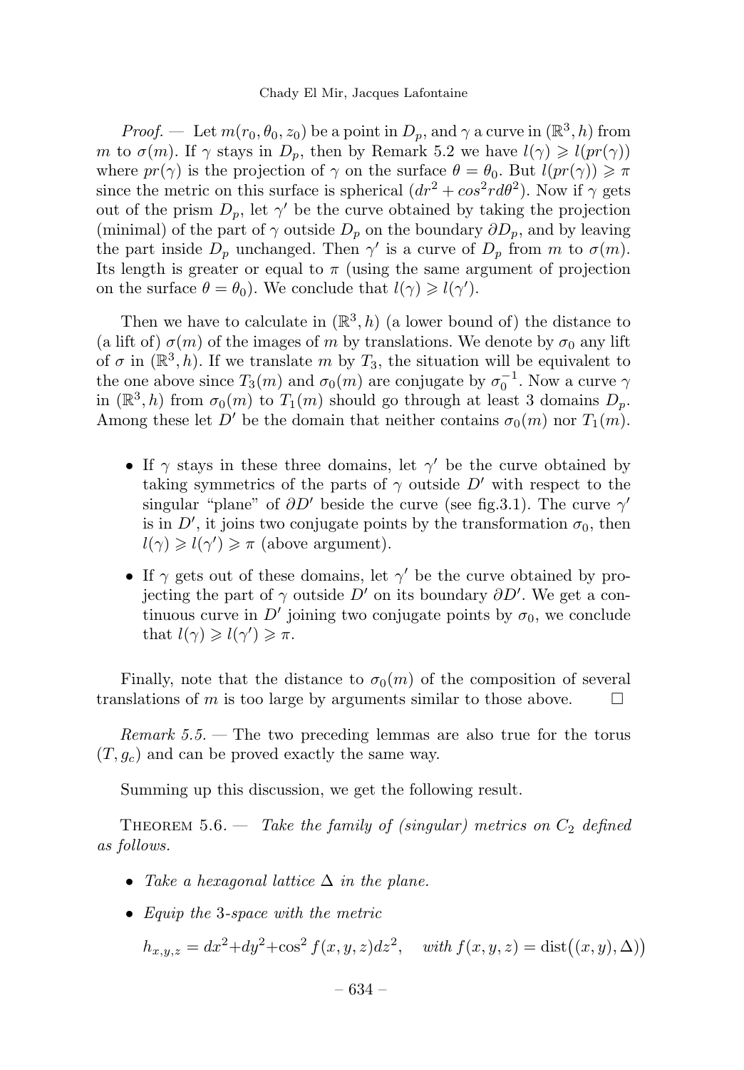*Proof.* — Let $m(r_0, \theta_0, z_0)$ be a point in $D_p$, and $\gamma$ a curve in $(\mathbb{R}^3, h)$ from $m$ to $\sigma(m)$. If $\gamma$ stays in $D_p$, then by Remark 5.2 we have $l(\gamma) \geqslant l(pr(\gamma))$ where $pr(\gamma)$ is the projection of $\gamma$ on the surface $\theta = \theta_0$. But $l(pr(\gamma)) \geqslant \pi$ since the metric on this surface is spherical ($dr^2 + cos^2 r d\theta^2$). Now if $\gamma$ gets out of the prism $D_p$, let $\gamma'$ be the curve obtained by taking the projection (minimal) of the part of $\gamma$ outside $D_p$ on the boundary $\partial D_p$, and by leaving the part inside $D_p$ unchanged. Then $\gamma'$ is a curve of $D_p$ from $m$ to $\sigma(m)$. Its length is greater or equal to $\pi$ (using the same argument of projection on the surface $\theta = \theta_0$). We conclude that $l(\gamma) \geqslant l(\gamma')$.

Then we have to calculate in $(\mathbb{R}^3, h)$ (a lower bound of) the distance to (a lift of) $\sigma(m)$ of the images of $m$ by translations. We denote by $\sigma_0$ any lift of $\sigma$ in $(\mathbb{R}^3, h)$. If we translate $m$ by $T_3$, the situation will be equivalent to the one above since $T_3(m)$ and $\sigma_0(m)$ are conjugate by $\sigma_0^{-1}$. Now a curve $\gamma$ in $(\mathbb{R}^3, h)$ from $\sigma_0(m)$ to $T_1(m)$ should go through at least 3 domains $D_p$. Among these let $D'$ be the domain that neither contains $\sigma_0(m)$ nor $T_1(m)$.

- If $\gamma$ stays in these three domains, let $\gamma'$ be the curve obtained by taking symmetrics of the parts of $\gamma$ outside $D'$ with respect to the singular "plane" of $\partial D'$ beside the curve (see fig.3.1). The curve $\gamma'$ is in $D'$, it joins two conjugate points by the transformation $\sigma_0$, then $l(\gamma) \geqslant l(\gamma') \geqslant \pi$ (above argument).
- If $\gamma$ gets out of these domains, let $\gamma'$ be the curve obtained by projecting the part of $\gamma$ outside $D'$ on its boundary $\partial D'$. We get a continuous curve in $D'$ joining two conjugate points by $\sigma_0$, we conclude that $l(\gamma) \geqslant l(\gamma') \geqslant \pi$.

Finally, note that the distance to $\sigma_0(m)$ of the composition of several translations of $m$ is too large by arguments similar to those above. □

*Remark 5.5.* — The two preceding lemmas are also true for the torus $(T, g_c)$ and can be proved exactly the same way.

Summing up this discussion, we get the following result.

THEOREM 5.6. — *Take the family of (singular) metrics on $C_2$ defined as follows.*

- *Take a hexagonal lattice $\Delta$ in the plane.*
- *Equip the 3-space with the metric*

  $$h_{x,y,z} = dx^2 + dy^2 + \cos^2 f(x, y, z) dz^2, \quad \text{with } f(x, y, z) = \operatorname{dist}\big((x, y), \Delta\big)$$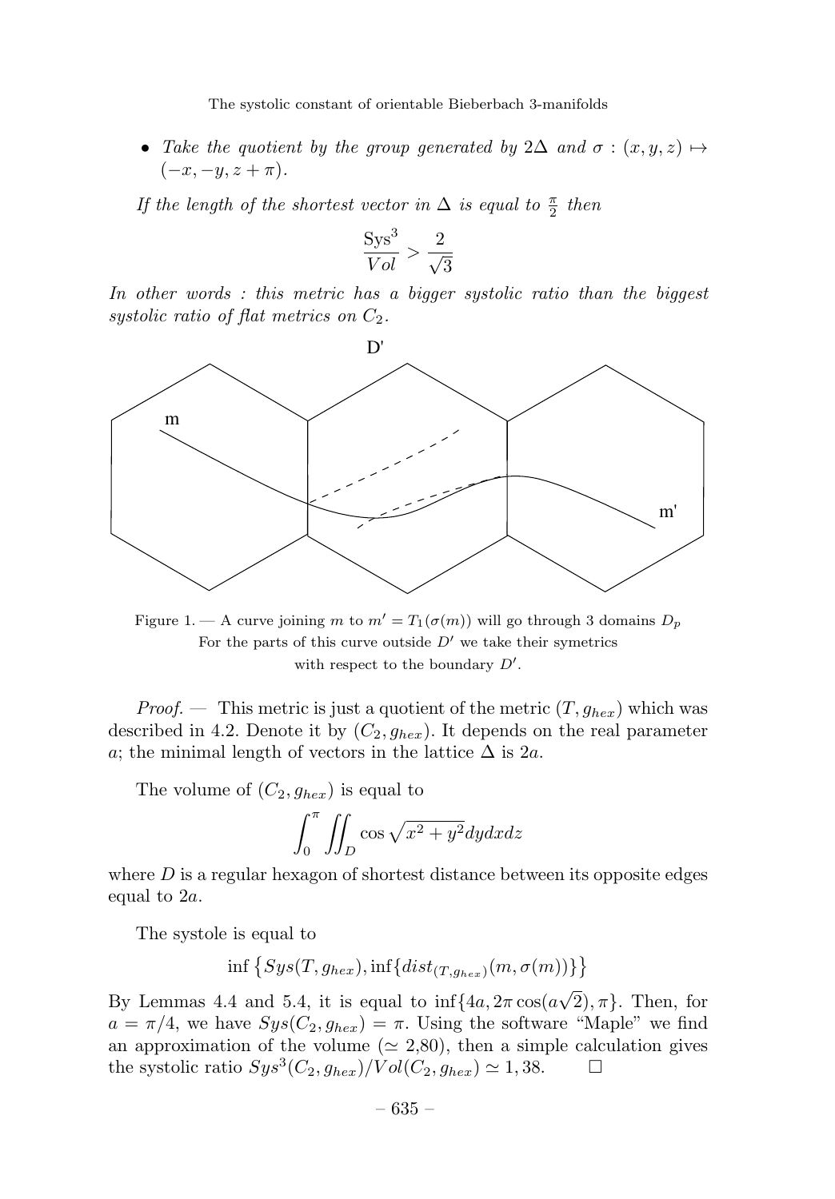- *Take the quotient by the group generated by* $2\Delta$ *and* $\sigma : (x, y, z) \mapsto (-x, -y, z + \pi)$.

*If the length of the shortest vector in* $\Delta$ *is equal to* $\frac{\pi}{2}$ *then*

$$\frac{\mathrm{Sys}^3}{Vol} > \frac{2}{\sqrt{3}}$$

*In other words : this metric has a bigger systolic ratio than the biggest systolic ratio of flat metrics on* $C_2$.

Figure 1. — A curve joining $m$ to $m' = T_1(\sigma(m))$ will go through 3 domains $D_p$
For the parts of this curve outside $D'$ we take their symetrics
with respect to the boundary $D'$.

*Proof.* — This metric is just a quotient of the metric $(T, g_{hex})$ which was described in 4.2. Denote it by $(C_2, g_{hex})$. It depends on the real parameter $a$; the minimal length of vectors in the lattice $\Delta$ is $2a$.

The volume of $(C_2, g_{hex})$ is equal to

$$\int_0^\pi \iint_D \cos\sqrt{x^2 + y^2} dydxdz$$

where $D$ is a regular hexagon of shortest distance between its opposite edges equal to $2a$.

The systole is equal to

$$\inf\left\{Sys(T, g_{hex}), \inf\{dist_{(T,g_{hex})}(m, \sigma(m))\}\right\}$$

By Lemmas 4.4 and 5.4, it is equal to $\inf\{4a, 2\pi\cos(a\sqrt{2}), \pi\}$. Then, for $a = \pi/4$, we have $Sys(C_2, g_{hex}) = \pi$. Using the software "Maple" we find an approximation of the volume ($\simeq$ 2,80), then a simple calculation gives the systolic ratio $Sys^3(C_2, g_{hex})/Vol(C_2, g_{hex}) \simeq 1,38$. □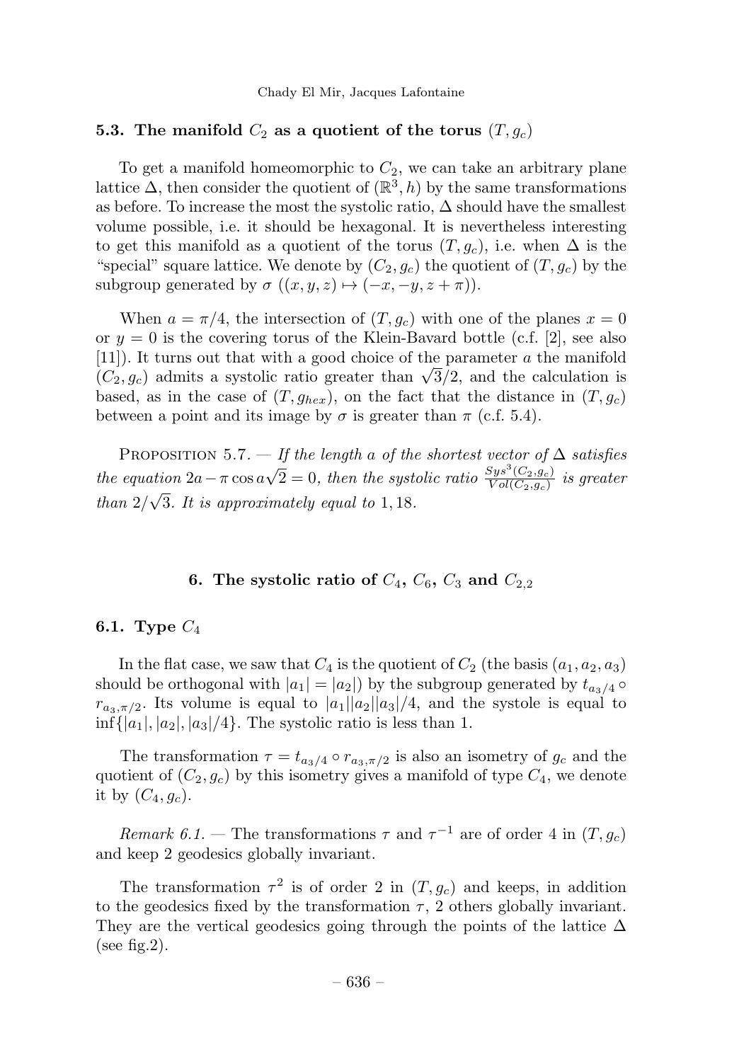### 5.3. The manifold $C_2$ as a quotient of the torus $(T, g_c)$

To get a manifold homeomorphic to $C_2$, we can take an arbitrary plane lattice $\Delta$, then consider the quotient of $(\mathbb{R}^3, h)$ by the same transformations as before. To increase the most the systolic ratio, $\Delta$ should have the smallest volume possible, i.e. it should be hexagonal. It is nevertheless interesting to get this manifold as a quotient of the torus $(T, g_c)$, i.e. when $\Delta$ is the "special" square lattice. We denote by $(C_2, g_c)$ the quotient of $(T, g_c)$ by the subgroup generated by $\sigma$ $((x, y, z) \mapsto (-x, -y, z + \pi))$.

When $a = \pi/4$, the intersection of $(T, g_c)$ with one of the planes $x = 0$ or $y = 0$ is the covering torus of the Klein-Bavard bottle (c.f. [2], see also [11]). It turns out that with a good choice of the parameter $a$ the manifold $(C_2, g_c)$ admits a systolic ratio greater than $\sqrt{3}/2$, and the calculation is based, as in the case of $(T, g_{hex})$, on the fact that the distance in $(T, g_c)$ between a point and its image by $\sigma$ is greater than $\pi$ (c.f. 5.4).

Proposition 5.7. — *If the length $a$ of the shortest vector of $\Delta$ satisfies the equation $2a - \pi \cos a\sqrt{2} = 0$, then the systolic ratio $\frac{Sys^3(C_2, g_c)}{Vol(C_2, g_c)}$ is greater than $2/\sqrt{3}$. It is approximately equal to $1,18$.*

## 6. The systolic ratio of $C_4$, $C_6$, $C_3$ and $C_{2,2}$

### 6.1. Type $C_4$

In the flat case, we saw that $C_4$ is the quotient of $C_2$ (the basis $(a_1, a_2, a_3)$ should be orthogonal with $|a_1| = |a_2|$) by the subgroup generated by $t_{a_3/4} \circ r_{a_3, \pi/2}$. Its volume is equal to $|a_1||a_2||a_3|/4$, and the systole is equal to $\inf\{|a_1|, |a_2|, |a_3|/4\}$. The systolic ratio is less than 1.

The transformation $\tau = t_{a_3/4} \circ r_{a_3, \pi/2}$ is also an isometry of $g_c$ and the quotient of $(C_2, g_c)$ by this isometry gives a manifold of type $C_4$, we denote it by $(C_4, g_c)$.

*Remark 6.1.* — The transformations $\tau$ and $\tau^{-1}$ are of order 4 in $(T, g_c)$ and keep 2 geodesics globally invariant.

The transformation $\tau^2$ is of order 2 in $(T, g_c)$ and keeps, in addition to the geodesics fixed by the transformation $\tau$, 2 others globally invariant. They are the vertical geodesics going through the points of the lattice $\Delta$ (see fig.2).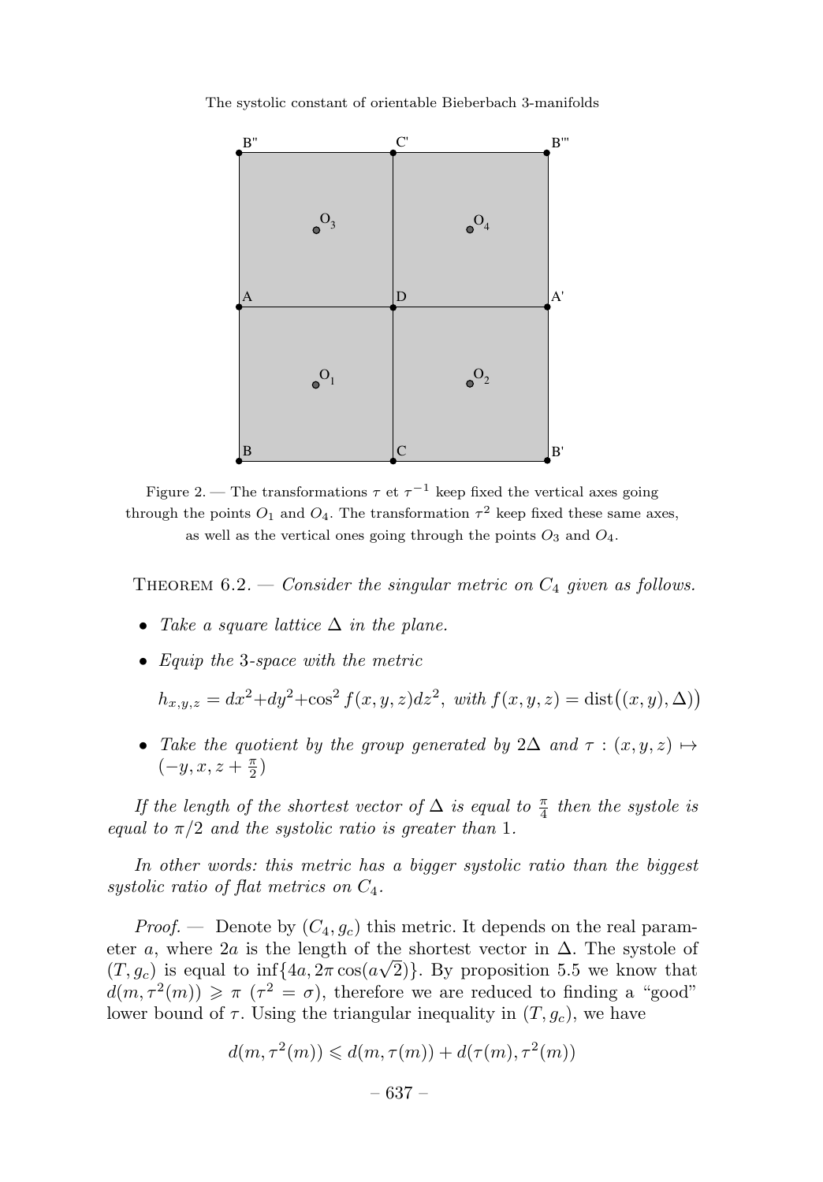Figure 2. — The transformations $\tau$ et $\tau^{-1}$ keep fixed the vertical axes going through the points $O_1$ and $O_4$. The transformation $\tau^2$ keep fixed these same axes, as well as the vertical ones going through the points $O_3$ and $O_4$.

THEOREM 6.2. — *Consider the singular metric on $C_4$ given as follows.*

- *Take a square lattice $\Delta$ in the plane.*
- *Equip the 3-space with the metric*

  $h_{x,y,z} = dx^2+dy^2+\cos^2 f(x,y,z)dz^2,$ *with* $f(x,y,z) = \operatorname{dist}\big((x,y),\Delta\big)$

- *Take the quotient by the group generated by $2\Delta$ and $\tau : (x,y,z) \mapsto (-y,x,z+\frac{\pi}{2})$*

*If the length of the shortest vector of $\Delta$ is equal to $\frac{\pi}{4}$ then the systole is equal to $\pi/2$ and the systolic ratio is greater than 1.*

*In other words: this metric has a bigger systolic ratio than the biggest systolic ratio of flat metrics on $C_4$.*

*Proof.* — Denote by $(C_4, g_c)$ this metric. It depends on the real parameter $a$, where $2a$ is the length of the shortest vector in $\Delta$. The systole of $(T, g_c)$ is equal to $\inf\{4a, 2\pi\cos(a\sqrt{2})\}$. By proposition 5.5 we know that $d(m,\tau^2(m)) \geqslant \pi$ ($\tau^2 = \sigma$), therefore we are reduced to finding a "good" lower bound of $\tau$. Using the triangular inequality in $(T, g_c)$, we have

$$d(m,\tau^2(m)) \leqslant d(m,\tau(m)) + d(\tau(m),\tau^2(m))$$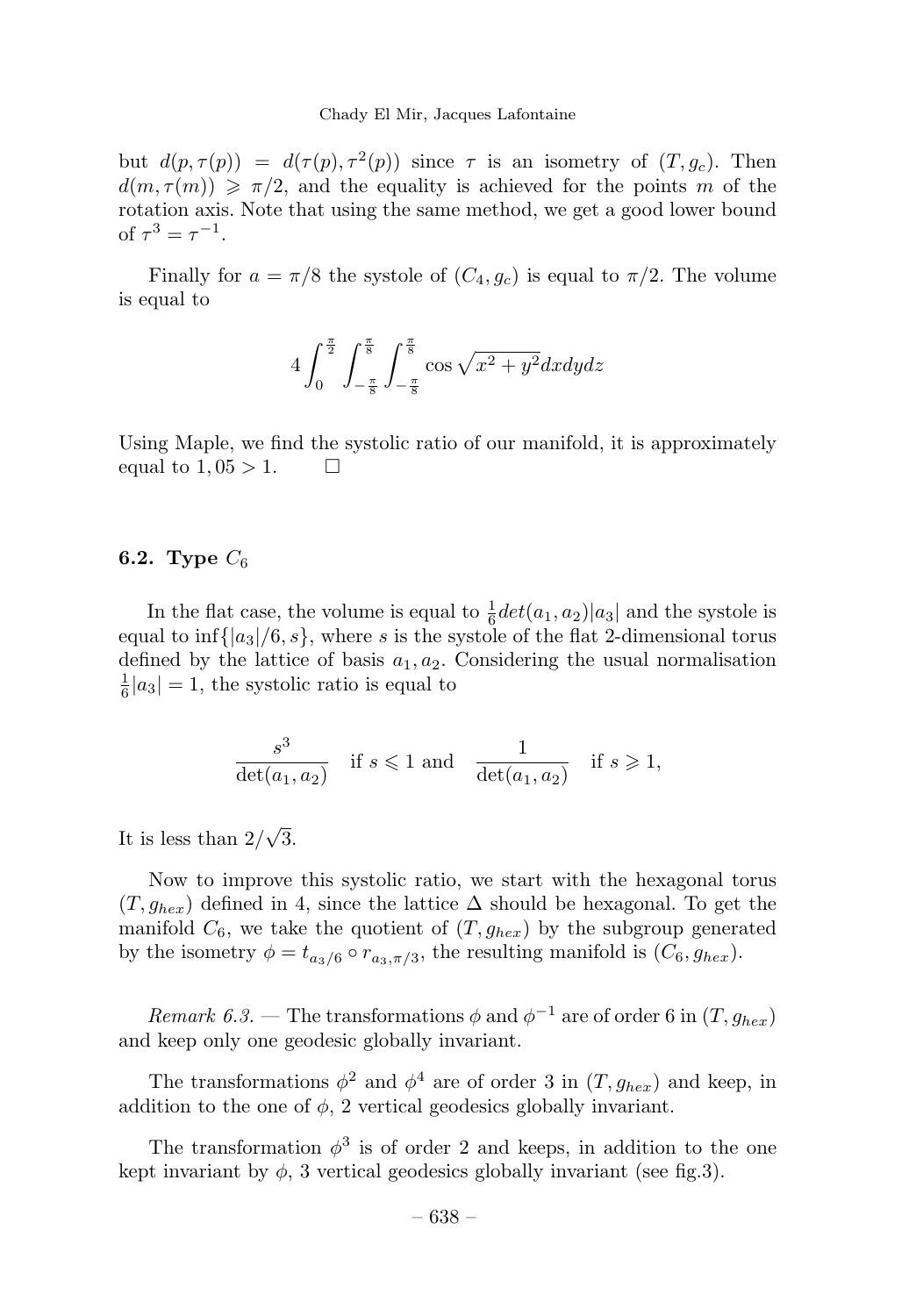but $d(p, \tau(p)) = d(\tau(p), \tau^2(p))$ since $\tau$ is an isometry of $(T, g_c)$. Then $d(m, \tau(m)) \geqslant \pi/2$, and the equality is achieved for the points $m$ of the rotation axis. Note that using the same method, we get a good lower bound of $\tau^3 = \tau^{-1}$.

Finally for $a = \pi/8$ the systole of $(C_4, g_c)$ is equal to $\pi/2$. The volume is equal to

$$4 \int_0^{\frac{\pi}{2}} \int_{-\frac{\pi}{8}}^{\frac{\pi}{8}} \int_{-\frac{\pi}{8}}^{\frac{\pi}{8}} \cos \sqrt{x^2 + y^2} dx dy dz$$

Using Maple, we find the systolic ratio of our manifold, it is approximately equal to $1,05 > 1$. □

### 6.2. Type $C_6$

In the flat case, the volume is equal to $\frac{1}{6} det(a_1, a_2)|a_3|$ and the systole is equal to $\inf\{|a_3|/6, s\}$, where $s$ is the systole of the flat 2-dimensional torus defined by the lattice of basis $a_1, a_2$. Considering the usual normalisation $\frac{1}{6}|a_3| = 1$, the systolic ratio is equal to

$$\frac{s^3}{\det(a_1, a_2)} \quad \text{if } s \leqslant 1 \text{ and } \quad \frac{1}{\det(a_1, a_2)} \quad \text{if } s \geqslant 1,$$

It is less than $2/\sqrt{3}$.

Now to improve this systolic ratio, we start with the hexagonal torus $(T, g_{hex})$ defined in 4, since the lattice $\Delta$ should be hexagonal. To get the manifold $C_6$, we take the quotient of $(T, g_{hex})$ by the subgroup generated by the isometry $\phi = t_{a_3/6} \circ r_{a_3, \pi/3}$, the resulting manifold is $(C_6, g_{hex})$.

*Remark 6.3.* — The transformations $\phi$ and $\phi^{-1}$ are of order 6 in $(T, g_{hex})$ and keep only one geodesic globally invariant.

The transformations $\phi^2$ and $\phi^4$ are of order 3 in $(T, g_{hex})$ and keep, in addition to the one of $\phi$, 2 vertical geodesics globally invariant.

The transformation $\phi^3$ is of order 2 and keeps, in addition to the one kept invariant by $\phi$, 3 vertical geodesics globally invariant (see fig.3).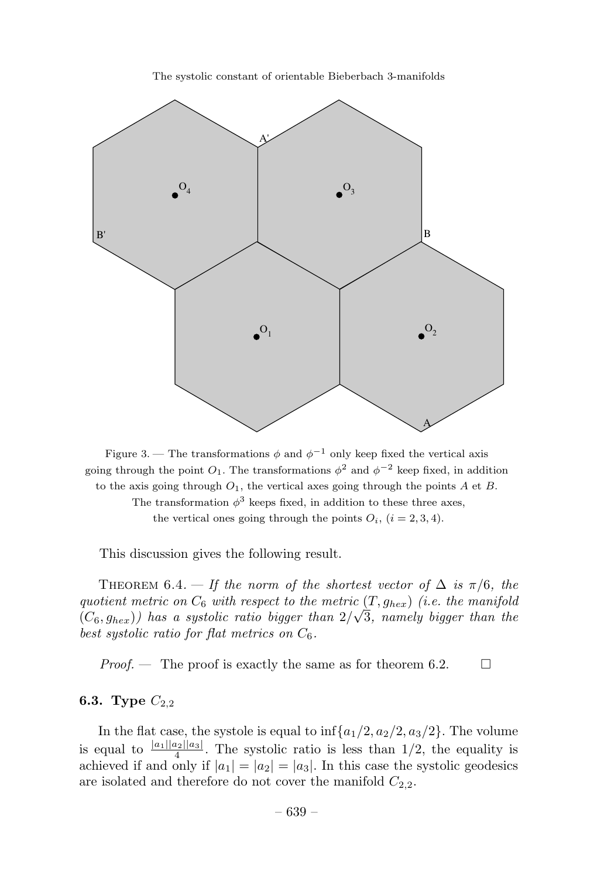Figure 3. — The transformations $\phi$ and $\phi^{-1}$ only keep fixed the vertical axis going through the point $O_1$. The transformations $\phi^2$ and $\phi^{-2}$ keep fixed, in addition to the axis going through $O_1$, the vertical axes going through the points $A$ et $B$. The transformation $\phi^3$ keeps fixed, in addition to these three axes, the vertical ones going through the points $O_i$, $(i = 2, 3, 4)$.

This discussion gives the following result.

THEOREM 6.4. — *If the norm of the shortest vector of $\Delta$ is $\pi/6$, the quotient metric on $C_6$ with respect to the metric $(T, g_{hex})$ (i.e. the manifold $(C_6, g_{hex})$) has a systolic ratio bigger than $2/\sqrt{3}$, namely bigger than the best systolic ratio for flat metrics on $C_6$.*

*Proof.* — The proof is exactly the same as for theorem 6.2. □

### 6.3. Type $C_{2,2}$

In the flat case, the systole is equal to $\inf\{a_1/2, a_2/2, a_3/2\}$. The volume is equal to $\frac{|a_1||a_2||a_3|}{4}$. The systolic ratio is less than $1/2$, the equality is achieved if and only if $|a_1| = |a_2| = |a_3|$. In this case the systolic geodesics are isolated and therefore do not cover the manifold $C_{2,2}$.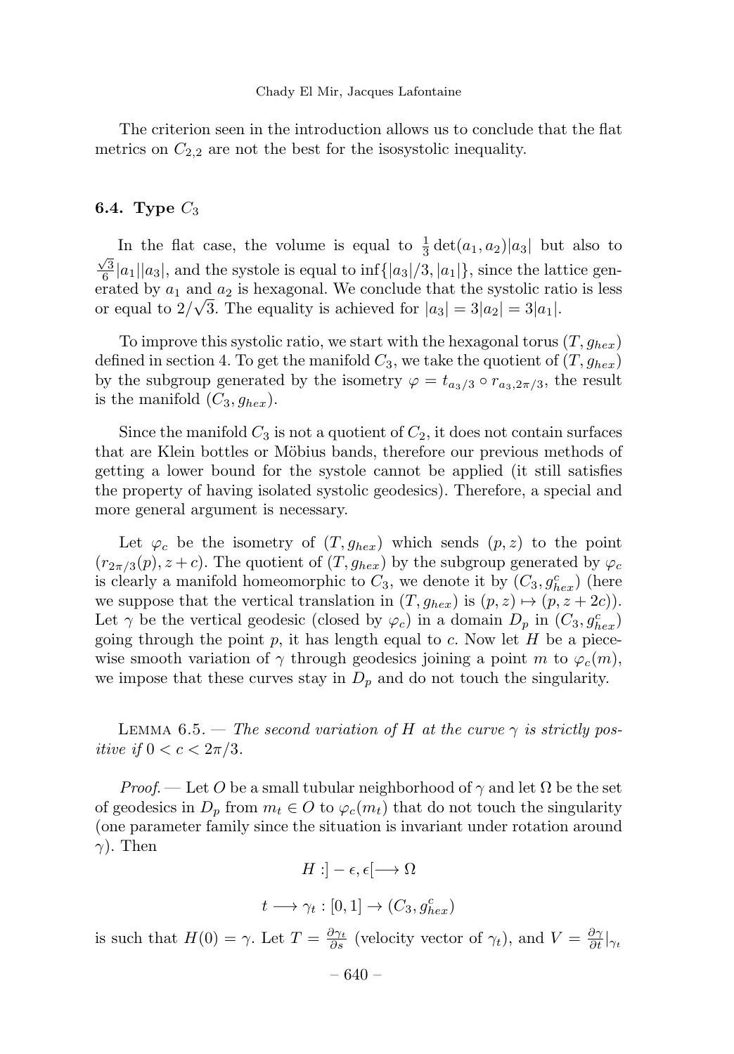The criterion seen in the introduction allows us to conclude that the flat metrics on $C_{2,2}$ are not the best for the isosystolic inequality.

### 6.4. Type $C_3$

In the flat case, the volume is equal to $\frac{1}{3}\det(a_1, a_2)|a_3|$ but also to $\frac{\sqrt{3}}{6}|a_1||a_3|$, and the systole is equal to $\inf\{|a_3|/3, |a_1|\}$, since the lattice generated by $a_1$ and $a_2$ is hexagonal. We conclude that the systolic ratio is less or equal to $2/\sqrt{3}$. The equality is achieved for $|a_3| = 3|a_2| = 3|a_1|$.

To improve this systolic ratio, we start with the hexagonal torus $(T, g_{hex})$ defined in section 4. To get the manifold $C_3$, we take the quotient of $(T, g_{hex})$ by the subgroup generated by the isometry $\varphi = t_{a_3/3} \circ r_{a_3, 2\pi/3}$, the result is the manifold $(C_3, g_{hex})$.

Since the manifold $C_3$ is not a quotient of $C_2$, it does not contain surfaces that are Klein bottles or Möbius bands, therefore our previous methods of getting a lower bound for the systole cannot be applied (it still satisfies the property of having isolated systolic geodesics). Therefore, a special and more general argument is necessary.

Let $\varphi_c$ be the isometry of $(T, g_{hex})$ which sends $(p, z)$ to the point $(r_{2\pi/3}(p), z + c)$. The quotient of $(T, g_{hex})$ by the subgroup generated by $\varphi_c$ is clearly a manifold homeomorphic to $C_3$, we denote it by $(C_3, g^c_{hex})$ (here we suppose that the vertical translation in $(T, g_{hex})$ is $(p, z) \mapsto (p, z + 2c)$). Let $\gamma$ be the vertical geodesic (closed by $\varphi_c$) in a domain $D_p$ in $(C_3, g^c_{hex})$ going through the point $p$, it has length equal to $c$. Now let $H$ be a piecewise smooth variation of $\gamma$ through geodesics joining a point $m$ to $\varphi_c(m)$, we impose that these curves stay in $D_p$ and do not touch the singularity.

Lemma 6.5. — *The second variation of $H$ at the curve $\gamma$ is strictly positive if $0 < c < 2\pi/3$.*

*Proof.* — Let $O$ be a small tubular neighborhood of $\gamma$ and let $\Omega$ be the set of geodesics in $D_p$ from $m_t \in O$ to $\varphi_c(m_t)$ that do not touch the singularity (one parameter family since the situation is invariant under rotation around $\gamma$). Then

$$H : ]-\epsilon, \epsilon[ \longrightarrow \Omega$$

$$t \longrightarrow \gamma_t : [0, 1] \to (C_3, g^c_{hex})$$

is such that $H(0) = \gamma$. Let $T = \frac{\partial \gamma_t}{\partial s}$ (velocity vector of $\gamma_t$), and $V = \frac{\partial \gamma}{\partial t}|_{\gamma_t}$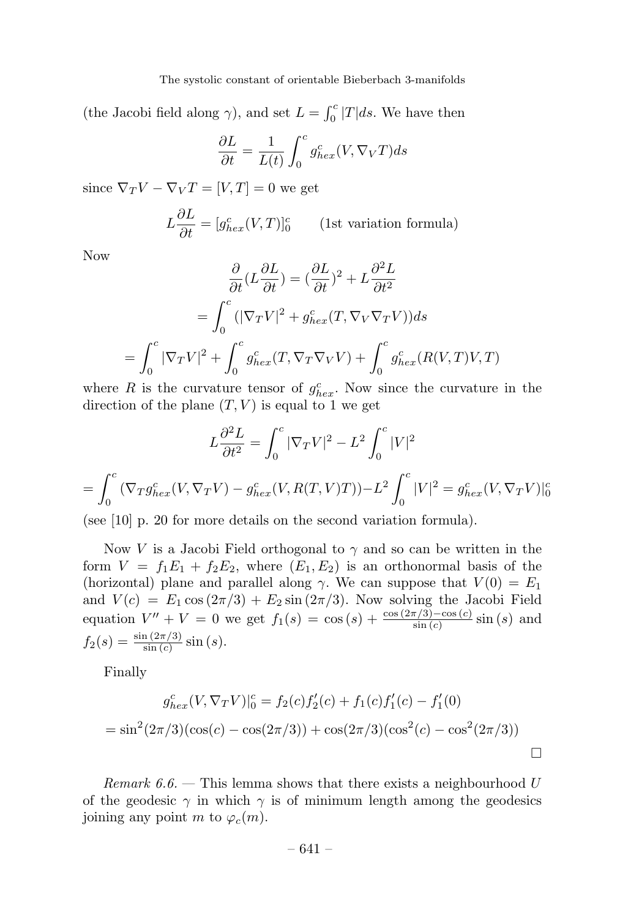(the Jacobi field along $\gamma$), and set $L = \int_0^c |T| ds$. We have then

$$\frac{\partial L}{\partial t} = \frac{1}{L(t)} \int_0^c g^c_{hex}(V, \nabla_V T) ds$$

since $\nabla_T V - \nabla_V T = [V, T] = 0$ we get

$$L \frac{\partial L}{\partial t} = [g^c_{hex}(V, T)]_0^c \qquad \text{(1st variation formula)}$$

Now

$$\frac{\partial}{\partial t}(L \frac{\partial L}{\partial t}) = (\frac{\partial L}{\partial t})^2 + L \frac{\partial^2 L}{\partial t^2}$$

$$= \int_0^c (|\nabla_T V|^2 + g^c_{hex}(T, \nabla_V \nabla_T V)) ds$$

$$= \int_0^c |\nabla_T V|^2 + \int_0^c g^c_{hex}(T, \nabla_T \nabla_V V) + \int_0^c g^c_{hex}(R(V, T)V, T)$$

where $R$ is the curvature tensor of $g^c_{hex}$. Now since the curvature in the direction of the plane $(T, V)$ is equal to 1 we get

$$L \frac{\partial^2 L}{\partial t^2} = \int_0^c |\nabla_T V|^2 - L^2 \int_0^c |V|^2$$

$$= \int_0^c (\nabla_T g^c_{hex}(V, \nabla_T V) - g^c_{hex}(V, R(T, V)T)) - L^2 \int_0^c |V|^2 = g^c_{hex}(V, \nabla_T V)|_0^c$$

(see [10] p. 20 for more details on the second variation formula).

Now $V$ is a Jacobi Field orthogonal to $\gamma$ and so can be written in the form $V = f_1 E_1 + f_2 E_2$, where $(E_1, E_2)$ is an orthonormal basis of the (horizontal) plane and parallel along $\gamma$. We can suppose that $V(0) = E_1$ and $V(c) = E_1 \cos(2\pi/3) + E_2 \sin(2\pi/3)$. Now solving the Jacobi Field equation $V'' + V = 0$ we get $f_1(s) = \cos(s) + \frac{\cos(2\pi/3) - \cos(c)}{\sin(c)} \sin(s)$ and $f_2(s) = \frac{\sin(2\pi/3)}{\sin(c)} \sin(s)$.

Finally

$$g^c_{hex}(V, \nabla_T V)|_0^c = f_2(c) f_2'(c) + f_1(c) f_1'(c) - f_1'(0)$$

$$= \sin^2(2\pi/3)(\cos(c) - \cos(2\pi/3)) + \cos(2\pi/3)(\cos^2(c) - \cos^2(2\pi/3))$$

□

*Remark 6.6.* — This lemma shows that there exists a neighbourhood $U$ of the geodesic $\gamma$ in which $\gamma$ is of minimum length among the geodesics joining any point $m$ to $\varphi_c(m)$.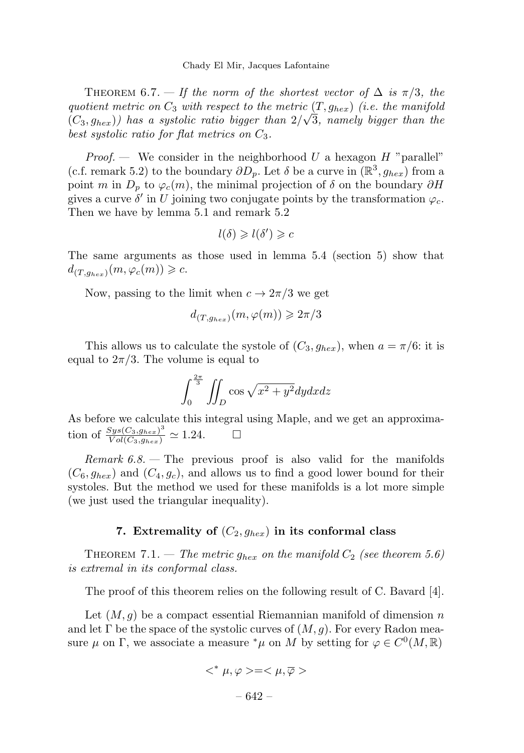**Theorem 6.7.** — *If the norm of the shortest vector of $\Delta$ is $\pi/3$, the quotient metric on $C_3$ with respect to the metric $(T, g_{hex})$ (i.e. the manifold $(C_3, g_{hex})$) has a systolic ratio bigger than $2/\sqrt{3}$, namely bigger than the best systolic ratio for flat metrics on $C_3$.*

*Proof.* — We consider in the neighborhood $U$ a hexagon $H$ "parallel" (c.f. remark 5.2) to the boundary $\partial D_p$. Let $\delta$ be a curve in $(\mathbb{R}^3, g_{hex})$ from a point $m$ in $D_p$ to $\varphi_c(m)$, the minimal projection of $\delta$ on the boundary $\partial H$ gives a curve $\delta'$ in $U$ joining two conjugate points by the transformation $\varphi_c$. Then we have by lemma 5.1 and remark 5.2

$$l(\delta) \geqslant l(\delta') \geqslant c$$

The same arguments as those used in lemma 5.4 (section 5) show that $d_{(T, g_{hex})}(m, \varphi_c(m)) \geqslant c$.

Now, passing to the limit when $c \to 2\pi/3$ we get

$$d_{(T, g_{hex})}(m, \varphi(m)) \geqslant 2\pi/3$$

This allows us to calculate the systole of $(C_3, g_{hex})$, when $a = \pi/6$: it is equal to $2\pi/3$. The volume is equal to

$$\int_0^{\frac{2\pi}{3}} \iint_D \cos\sqrt{x^2 + y^2}\, dy dx dz$$

As before we calculate this integral using Maple, and we get an approximation of $\frac{Sys(C_3, g_{hex})^3}{Vol(C_3, g_{hex})} \simeq 1.24$. $\square$

*Remark 6.8.* — The previous proof is also valid for the manifolds $(C_6, g_{hex})$ and $(C_4, g_c)$, and allows us to find a good lower bound for their systoles. But the method we used for these manifolds is a lot more simple (we just used the triangular inequality).

## 7. Extremality of $(C_2, g_{hex})$ in its conformal class

**Theorem 7.1.** — *The metric $g_{hex}$ on the manifold $C_2$ (see theorem 5.6) is extremal in its conformal class.*

The proof of this theorem relies on the following result of C. Bavard [4].

Let $(M, g)$ be a compact essential Riemannian manifold of dimension $n$ and let $\Gamma$ be the space of the systolic curves of $(M, g)$. For every Radon measure $\mu$ on $\Gamma$, we associate a measure ${}^*\mu$ on $M$ by setting for $\varphi \in C^0(M, \mathbb{R})$

$$< {}^*\mu, \varphi > = < \mu, \overline{\varphi} >$$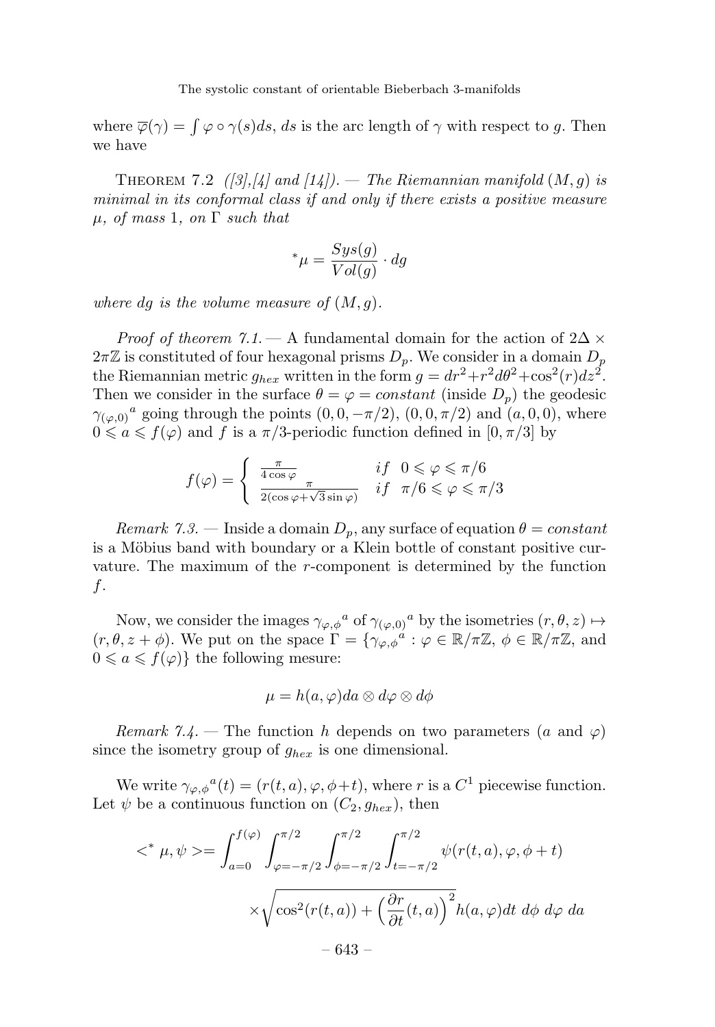where $\overline{\varphi}(\gamma) = \int \varphi \circ \gamma(s)ds$, $ds$ is the arc length of $\gamma$ with respect to $g$. Then we have

Theorem 7.2 *([3],[4] and [14]). — The Riemannian manifold $(M, g)$ is minimal in its conformal class if and only if there exists a positive measure $\mu$, of mass 1, on $\Gamma$ such that*

$$^*\mu = \frac{Sys(g)}{Vol(g)} \cdot dg$$

*where $dg$ is the volume measure of $(M, g)$.*

*Proof of theorem 7.1.* — A fundamental domain for the action of $2\Delta \times 2\pi\mathbb{Z}$ is constituted of four hexagonal prisms $D_p$. We consider in a domain $D_p$ the Riemannian metric $g_{hex}$ written in the form $g = dr^2 + r^2 d\theta^2 + \cos^2(r)dz^2$. Then we consider in the surface $\theta = \varphi = constant$ (inside $D_p$) the geodesic ${\gamma_{(\varphi,0)}}^a$ going through the points $(0, 0, -\pi/2)$, $(0, 0, \pi/2)$ and $(a, 0, 0)$, where $0 \leqslant a \leqslant f(\varphi)$ and $f$ is a $\pi/3$-periodic function defined in $[0, \pi/3]$ by

$$f(\varphi) = \begin{cases} \frac{\pi}{4\cos\varphi} & if \quad 0 \leqslant \varphi \leqslant \pi/6 \\ \frac{\pi}{2(\cos\varphi + \sqrt{3}\sin\varphi)} & if \quad \pi/6 \leqslant \varphi \leqslant \pi/3 \end{cases}$$

*Remark 7.3.* — Inside a domain $D_p$, any surface of equation $\theta = constant$ is a Möbius band with boundary or a Klein bottle of constant positive curvature. The maximum of the $r$-component is determined by the function $f$.

Now, we consider the images ${\gamma_{\varphi,\phi}}^a$ of ${\gamma_{(\varphi,0)}}^a$ by the isometries $(r, \theta, z) \mapsto (r, \theta, z + \phi)$. We put on the space $\Gamma = \{{\gamma_{\varphi,\phi}}^a : \varphi \in \mathbb{R}/\pi\mathbb{Z},\ \phi \in \mathbb{R}/\pi\mathbb{Z}$, and $0 \leqslant a \leqslant f(\varphi)\}$ the following mesure:

$$\mu = h(a, \varphi)da \otimes d\varphi \otimes d\phi$$

*Remark 7.4.* — The function $h$ depends on two parameters ($a$ and $\varphi$) since the isometry group of $g_{hex}$ is one dimensional.

We write ${\gamma_{\varphi,\phi}}^a(t) = (r(t, a), \varphi, \phi + t)$, where $r$ is a $C^1$ piecewise function. Let $\psi$ be a continuous function on $(C_2, g_{hex})$, then

$$<^* \mu, \psi> = \int_{a=0}^{f(\varphi)} \int_{\varphi=-\pi/2}^{\pi/2} \int_{\phi=-\pi/2}^{\pi/2} \int_{t=-\pi/2}^{\pi/2} \psi(r(t, a), \varphi, \phi + t)$$

$$\times \sqrt{\cos^2(r(t, a)) + \Big(\frac{\partial r}{\partial t}(t, a)\Big)^2}\, h(a, \varphi) dt\ d\phi\ d\varphi\ da$$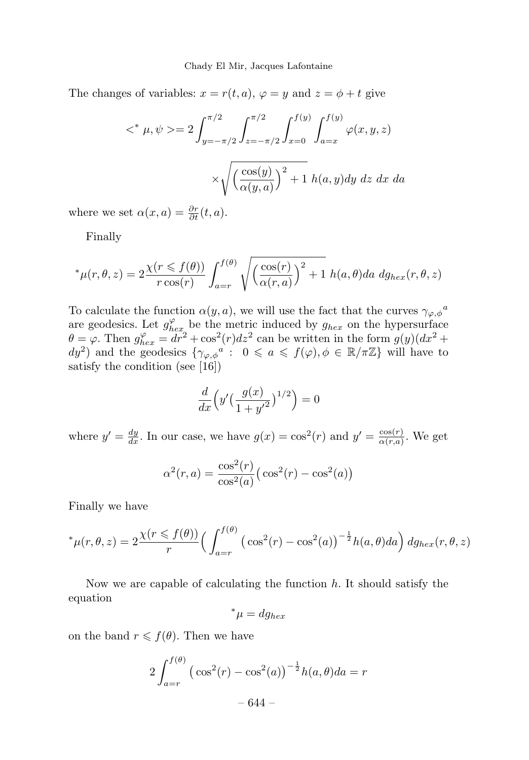The changes of variables: $x = r(t,a)$, $\varphi = y$ and $z = \phi + t$ give

$$<^{*}\mu, \psi> = 2\int_{y=-\pi/2}^{\pi/2}\int_{z=-\pi/2}^{\pi/2}\int_{x=0}^{f(y)}\int_{a=x}^{f(y)} \varphi(x,y,z)$$

$$\times\sqrt{\Big(\frac{\cos(y)}{\alpha(y,a)}\Big)^2 + 1}\ h(a,y)dy\ dz\ dx\ da$$

where we set $\alpha(x,a) = \frac{\partial r}{\partial t}(t,a)$.

Finally

$$^{*}\mu(r,\theta,z) = 2\frac{\chi(r \leqslant f(\theta))}{r\cos(r)}\int_{a=r}^{f(\theta)}\sqrt{\Big(\frac{\cos(r)}{\alpha(r,a)}\Big)^2 + 1}\ h(a,\theta)da\ dg_{hex}(r,\theta,z)$$

To calculate the function $\alpha(y,a)$, we will use the fact that the curves ${\gamma_{\varphi,\phi}}^a$ are geodesics. Let $g_{hex}^{\varphi}$ be the metric induced by $g_{hex}$ on the hypersurface $\theta = \varphi$. Then $g_{hex}^{\varphi} = dr^2 + \cos^2(r)dz^2$ can be written in the form $g(y)(dx^2 + dy^2)$ and the geodesics $\{{\gamma_{\varphi,\phi}}^a :\ 0 \leqslant a \leqslant f(\varphi), \phi \in \mathbb{R}/\pi\mathbb{Z}\}$ will have to satisfy the condition (see [16])

$$\frac{d}{dx}\Big(y'\big(\frac{g(x)}{1+y'^2}\big)^{1/2}\Big) = 0$$

where $y' = \frac{dy}{dx}$. In our case, we have $g(x) = \cos^2(r)$ and $y' = \frac{\cos(r)}{\alpha(r,a)}$. We get

$$\alpha^2(r,a) = \frac{\cos^2(r)}{\cos^2(a)}\big(\cos^2(r) - \cos^2(a)\big)$$

Finally we have

$$^{*}\mu(r,\theta,z) = 2\frac{\chi(r \leqslant f(\theta))}{r}\Big(\int_{a=r}^{f(\theta)}\big(\cos^2(r) - \cos^2(a)\big)^{-\frac{1}{2}}h(a,\theta)da\Big)\ dg_{hex}(r,\theta,z)$$

Now we are capable of calculating the function $h$. It should satisfy the equation

$$^{*}\mu = dg_{hex}$$

on the band $r \leqslant f(\theta)$. Then we have

$$2\int_{a=r}^{f(\theta)}\big(\cos^2(r) - \cos^2(a)\big)^{-\frac{1}{2}}h(a,\theta)da = r$$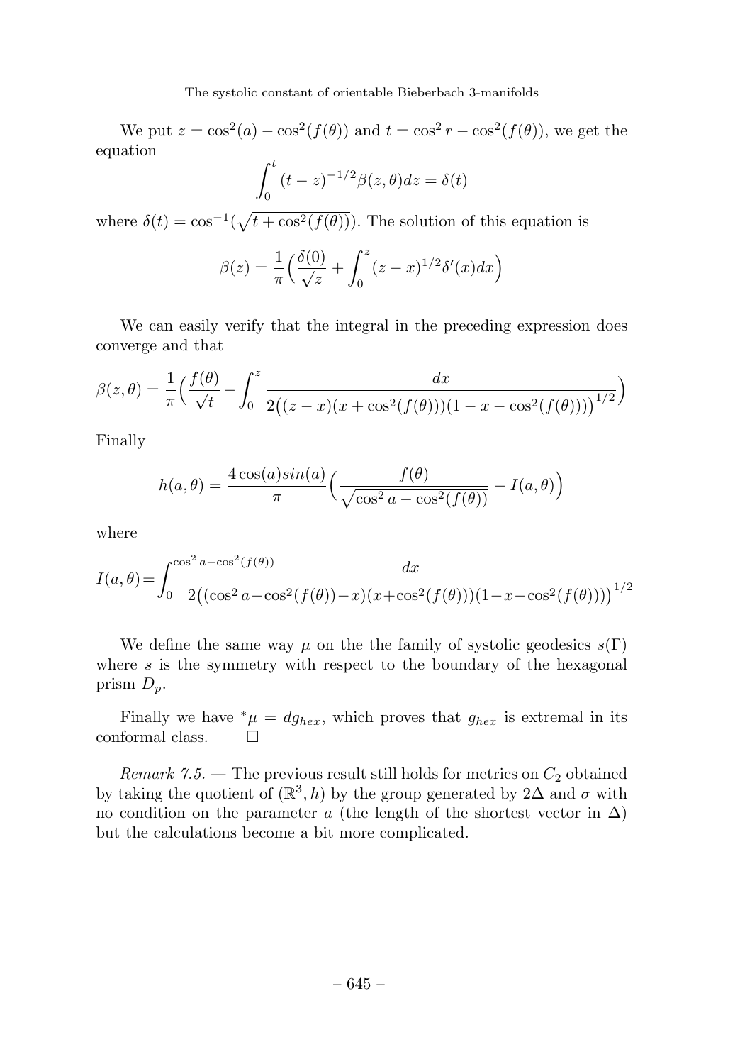We put $z = \cos^2(a) - \cos^2(f(\theta))$ and $t = \cos^2 r - \cos^2(f(\theta))$, we get the equation

$$\int_0^t (t-z)^{-1/2} \beta(z,\theta) dz = \delta(t)$$

where $\delta(t) = \cos^{-1}(\sqrt{t + \cos^2(f(\theta))})$. The solution of this equation is

$$\beta(z) = \frac{1}{\pi}\Big(\frac{\delta(0)}{\sqrt{z}} + \int_0^z (z-x)^{1/2} \delta'(x) dx\Big)$$

We can easily verify that the integral in the preceding expression does converge and that

$$\beta(z,\theta) = \frac{1}{\pi}\Big(\frac{f(\theta)}{\sqrt{t}} - \int_0^z \frac{dx}{2\big((z-x)(x+\cos^2(f(\theta)))(1-x-\cos^2(f(\theta)))\big)^{1/2}}\Big)$$

Finally

$$h(a,\theta) = \frac{4\cos(a) sin(a)}{\pi}\Big(\frac{f(\theta)}{\sqrt{\cos^2 a - \cos^2(f(\theta))}} - I(a,\theta)\Big)$$

where

$$I(a,\theta) = \int_0^{\cos^2 a - \cos^2(f(\theta))} \frac{dx}{2\big((\cos^2 a - \cos^2(f(\theta)) - x)(x + \cos^2(f(\theta)))(1 - x - \cos^2(f(\theta)))\big)^{1/2}}$$

We define the same way $\mu$ on the the family of systolic geodesics $s(\Gamma)$ where $s$ is the symmetry with respect to the boundary of the hexagonal prism $D_p$.

Finally we have ${}^*\mu = dg_{hex}$, which proves that $g_{hex}$ is extremal in its conformal class. $\square$

*Remark 7.5.* — The previous result still holds for metrics on $C_2$ obtained by taking the quotient of $(\mathbb{R}^3, h)$ by the group generated by $2\Delta$ and $\sigma$ with no condition on the parameter $a$ (the length of the shortest vector in $\Delta$) but the calculations become a bit more complicated.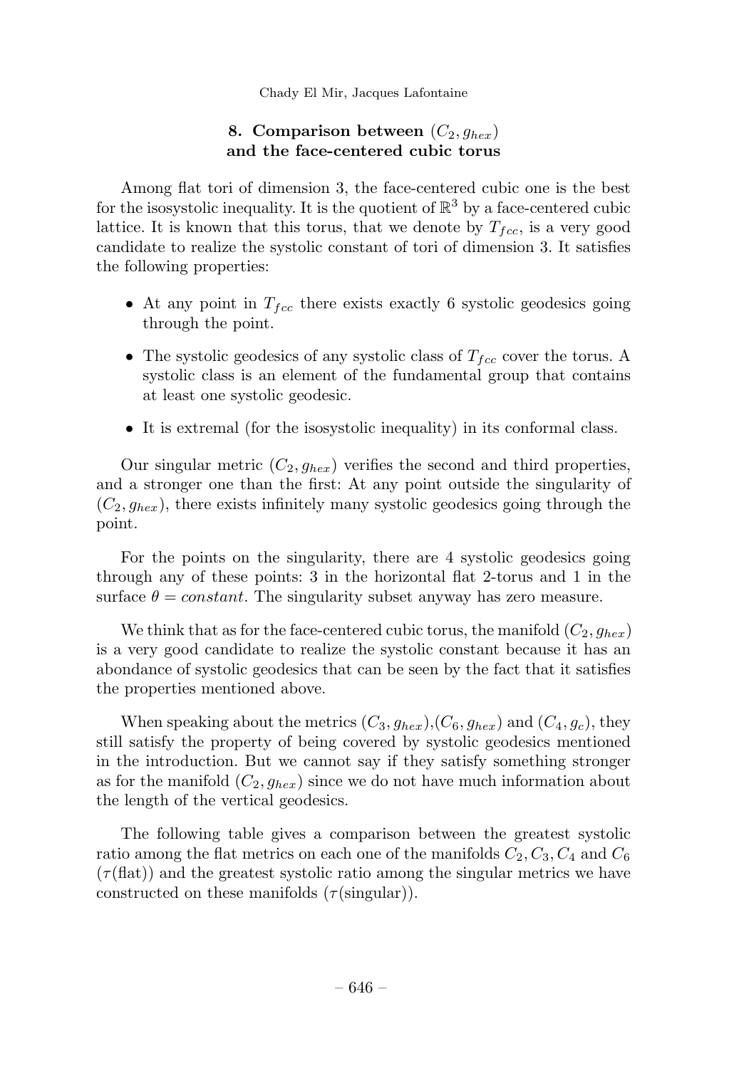## 8. Comparison between $(C_2, g_{hex})$ and the face-centered cubic torus

Among flat tori of dimension 3, the face-centered cubic one is the best for the isosystolic inequality. It is the quotient of $\mathbb{R}^3$ by a face-centered cubic lattice. It is known that this torus, that we denote by $T_{fcc}$, is a very good candidate to realize the systolic constant of tori of dimension 3. It satisfies the following properties:

- At any point in $T_{fcc}$ there exists exactly 6 systolic geodesics going through the point.
- The systolic geodesics of any systolic class of $T_{fcc}$ cover the torus. A systolic class is an element of the fundamental group that contains at least one systolic geodesic.
- It is extremal (for the isosystolic inequality) in its conformal class.

Our singular metric $(C_2, g_{hex})$ verifies the second and third properties, and a stronger one than the first: At any point outside the singularity of $(C_2, g_{hex})$, there exists infinitely many systolic geodesics going through the point.

For the points on the singularity, there are 4 systolic geodesics going through any of these points: 3 in the horizontal flat 2-torus and 1 in the surface $\theta = constant$. The singularity subset anyway has zero measure.

We think that as for the face-centered cubic torus, the manifold $(C_2, g_{hex})$ is a very good candidate to realize the systolic constant because it has an abondance of systolic geodesics that can be seen by the fact that it satisfies the properties mentioned above.

When speaking about the metrics $(C_3, g_{hex})$,$(C_6, g_{hex})$ and $(C_4, g_c)$, they still satisfy the property of being covered by systolic geodesics mentioned in the introduction. But we cannot say if they satisfy something stronger as for the manifold $(C_2, g_{hex})$ since we do not have much information about the length of the vertical geodesics.

The following table gives a comparison between the greatest systolic ratio among the flat metrics on each one of the manifolds $C_2, C_3, C_4$ and $C_6$ ($\tau$(flat)) and the greatest systolic ratio among the singular metrics we have constructed on these manifolds ($\tau$(singular)).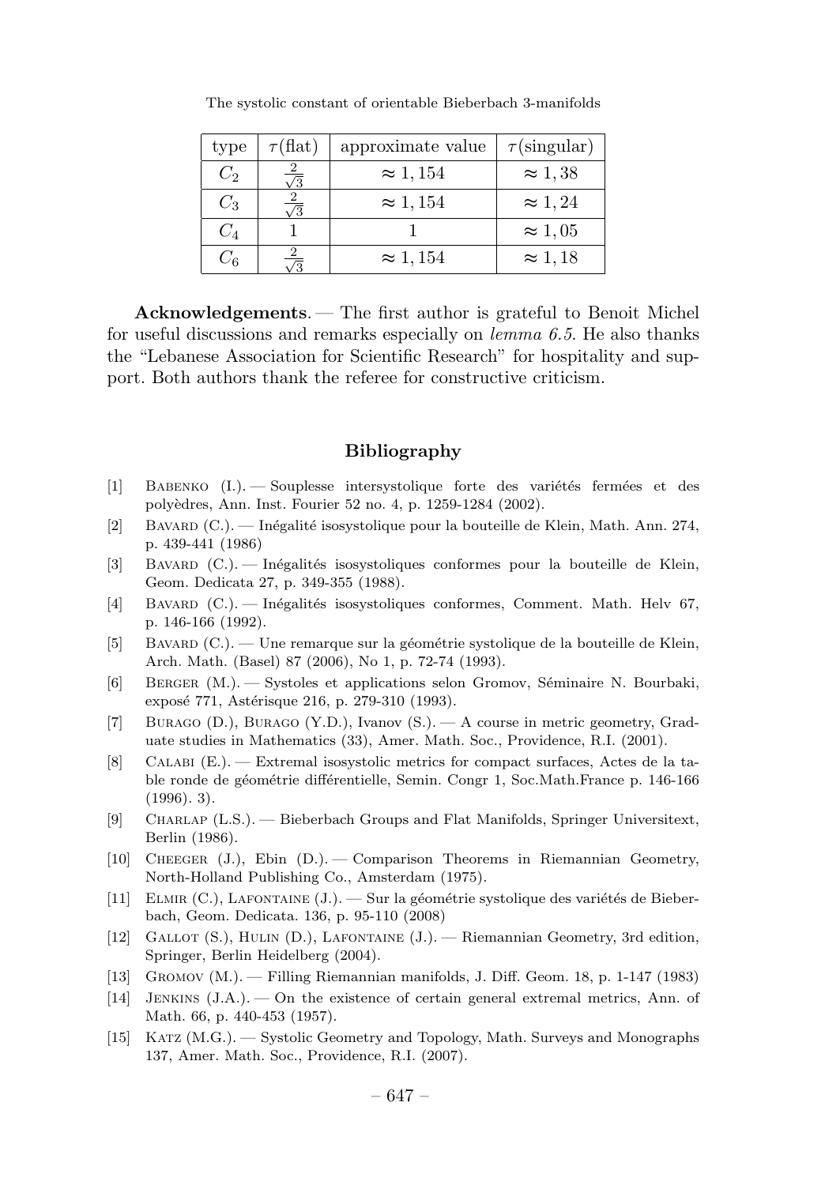| type | $\tau$(flat) | approximate value | $\tau$(singular) |
|---|---|---|---|
| $C_2$ | $\frac{2}{\sqrt{3}}$ | $\approx 1,154$ | $\approx 1,38$ |
| $C_3$ | $\frac{2}{\sqrt{3}}$ | $\approx 1,154$ | $\approx 1,24$ |
| $C_4$ | 1 | 1 | $\approx 1,05$ |
| $C_6$ | $\frac{2}{\sqrt{3}}$ | $\approx 1,154$ | $\approx 1,18$ |

**Acknowledgements**. — The first author is grateful to Benoit Michel for useful discussions and remarks especially on *lemma 6.5*. He also thanks the "Lebanese Association for Scientific Research" for hospitality and support. Both authors thank the referee for constructive criticism.

## Bibliography

[1] Babenko (I.). — Souplesse intersystolique forte des variétés fermées et des polyèdres, Ann. Inst. Fourier 52 no. 4, p. 1259-1284 (2002).

[2] Bavard (C.). — Inégalité isosystolique pour la bouteille de Klein, Math. Ann. 274, p. 439-441 (1986)

[3] Bavard (C.). — Inégalités isosystoliques conformes pour la bouteille de Klein, Geom. Dedicata 27, p. 349-355 (1988).

[4] Bavard (C.). — Inégalités isosystoliques conformes, Comment. Math. Helv 67, p. 146-166 (1992).

[5] Bavard (C.). — Une remarque sur la géométrie systolique de la bouteille de Klein, Arch. Math. (Basel) 87 (2006), No 1, p. 72-74 (1993).

[6] Berger (M.). — Systoles et applications selon Gromov, Séminaire N. Bourbaki, exposé 771, Astérisque 216, p. 279-310 (1993).

[7] Burago (D.), Burago (Y.D.), Ivanov (S.). — A course in metric geometry, Graduate studies in Mathematics (33), Amer. Math. Soc., Providence, R.I. (2001).

[8] Calabi (E.). — Extremal isosystolic metrics for compact surfaces, Actes de la table ronde de géométrie différentielle, Semin. Congr 1, Soc.Math.France p. 146-166 (1996). 3).

[9] Charlap (L.S.). — Bieberbach Groups and Flat Manifolds, Springer Universitext, Berlin (1986).

[10] Cheeger (J.), Ebin (D.). — Comparison Theorems in Riemannian Geometry, North-Holland Publishing Co., Amsterdam (1975).

[11] Elmir (C.), Lafontaine (J.). — Sur la géométrie systolique des variétés de Bieberbach, Geom. Dedicata. 136, p. 95-110 (2008)

[12] Gallot (S.), Hulin (D.), Lafontaine (J.). — Riemannian Geometry, 3rd edition, Springer, Berlin Heidelberg (2004).

[13] Gromov (M.). — Filling Riemannian manifolds, J. Diff. Geom. 18, p. 1-147 (1983)

[14] Jenkins (J.A.). — On the existence of certain general extremal metrics, Ann. of Math. 66, p. 440-453 (1957).

[15] Katz (M.G.). — Systolic Geometry and Topology, Math. Surveys and Monographs 137, Amer. Math. Soc., Providence, R.I. (2007).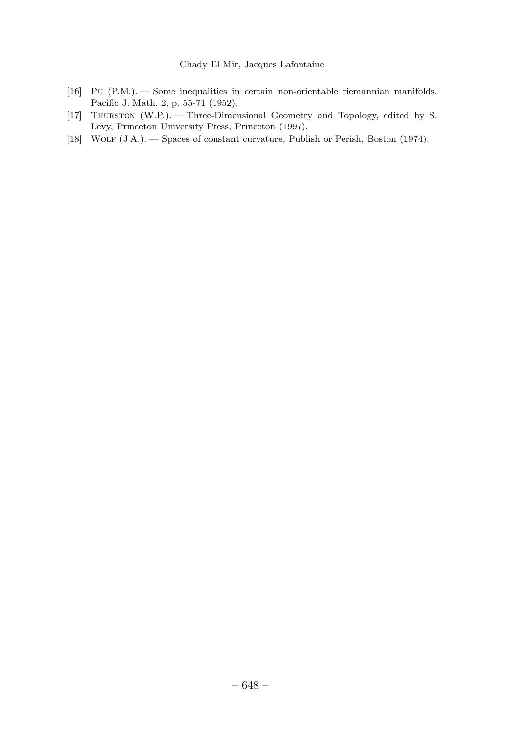[16] Pu (P.M.). — Some inequalities in certain non-orientable riemannian manifolds. Pacific J. Math. 2, p. 55-71 (1952).

[17] Thurston (W.P.). — Three-Dimensional Geometry and Topology, edited by S. Levy, Princeton University Press, Princeton (1997).

[18] Wolf (J.A.). — Spaces of constant curvature, Publish or Perish, Boston (1974).